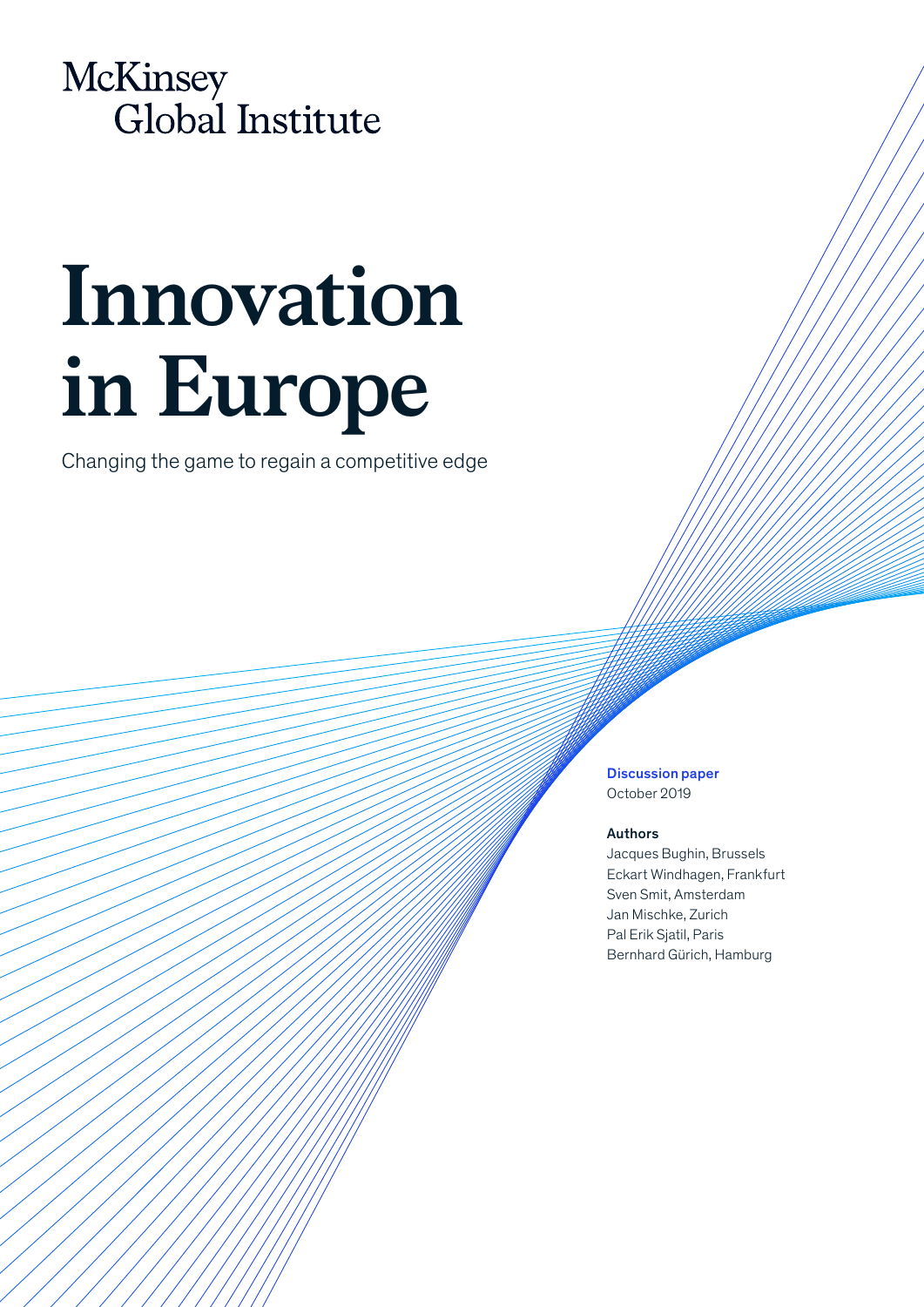McKinsey Global Institute

# Innovation in Europe

Changing the game to regain a competitive edge

**Discussion paper**
October 2019

**Authors**
Jacques Bughin, Brussels
Eckart Windhagen, Frankfurt
Sven Smit, Amsterdam
Jan Mischke, Zurich
Pal Erik Sjatil, Paris
Bernhard Gürich, Hamburg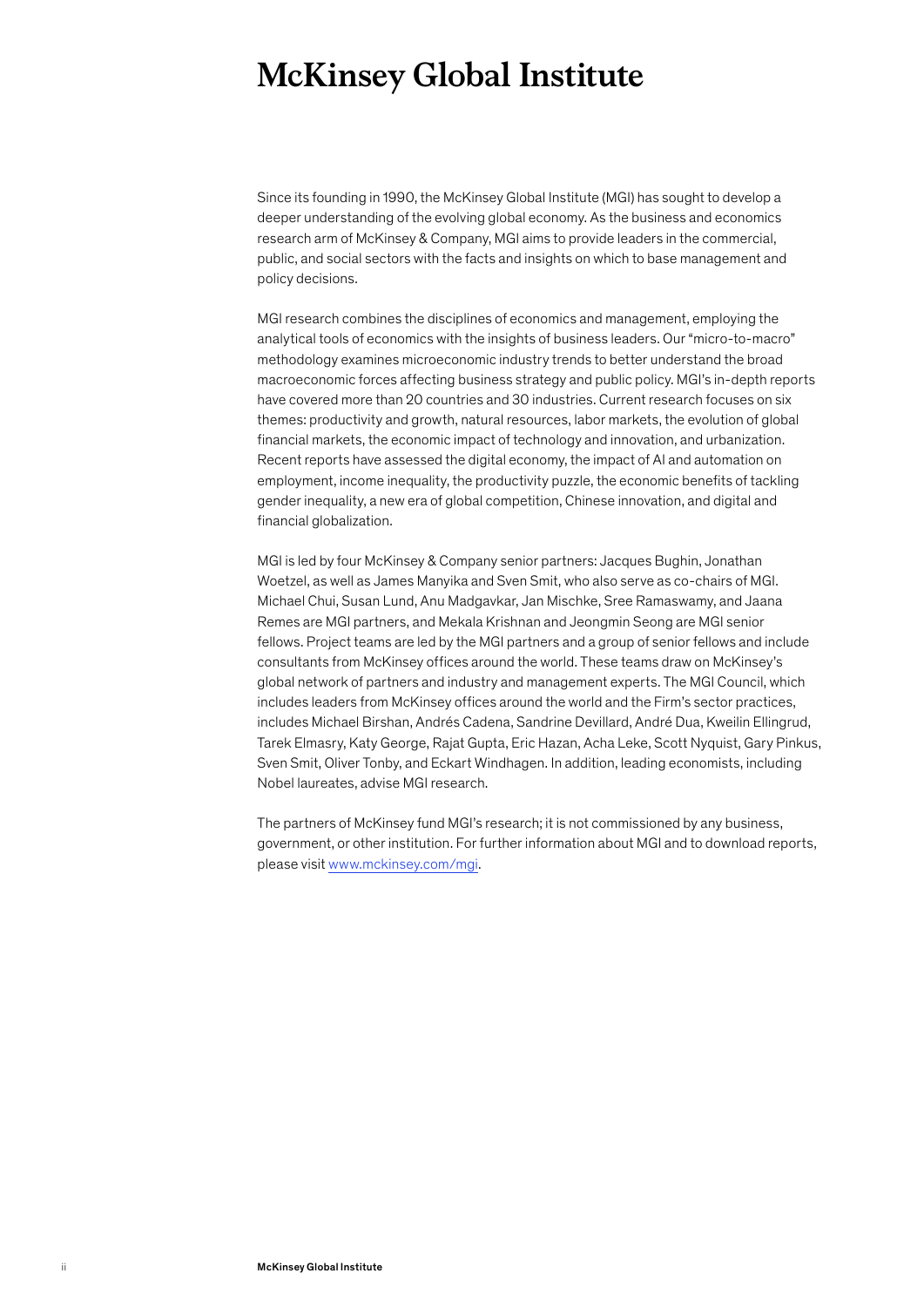# McKinsey Global Institute

Since its founding in 1990, the McKinsey Global Institute (MGI) has sought to develop a deeper understanding of the evolving global economy. As the business and economics research arm of McKinsey & Company, MGI aims to provide leaders in the commercial, public, and social sectors with the facts and insights on which to base management and policy decisions.

MGI research combines the disciplines of economics and management, employing the analytical tools of economics with the insights of business leaders. Our "micro-to-macro" methodology examines microeconomic industry trends to better understand the broad macroeconomic forces affecting business strategy and public policy. MGI's in-depth reports have covered more than 20 countries and 30 industries. Current research focuses on six themes: productivity and growth, natural resources, labor markets, the evolution of global financial markets, the economic impact of technology and innovation, and urbanization. Recent reports have assessed the digital economy, the impact of AI and automation on employment, income inequality, the productivity puzzle, the economic benefits of tackling gender inequality, a new era of global competition, Chinese innovation, and digital and financial globalization.

MGI is led by four McKinsey & Company senior partners: Jacques Bughin, Jonathan Woetzel, as well as James Manyika and Sven Smit, who also serve as co-chairs of MGI. Michael Chui, Susan Lund, Anu Madgavkar, Jan Mischke, Sree Ramaswamy, and Jaana Remes are MGI partners, and Mekala Krishnan and Jeongmin Seong are MGI senior fellows. Project teams are led by the MGI partners and a group of senior fellows and include consultants from McKinsey offices around the world. These teams draw on McKinsey's global network of partners and industry and management experts. The MGI Council, which includes leaders from McKinsey offices around the world and the Firm's sector practices, includes Michael Birshan, Andrés Cadena, Sandrine Devillard, André Dua, Kweilin Ellingrud, Tarek Elmasry, Katy George, Rajat Gupta, Eric Hazan, Acha Leke, Scott Nyquist, Gary Pinkus, Sven Smit, Oliver Tonby, and Eckart Windhagen. In addition, leading economists, including Nobel laureates, advise MGI research.

The partners of McKinsey fund MGI's research; it is not commissioned by any business, government, or other institution. For further information about MGI and to download reports, please visit www.mckinsey.com/mgi.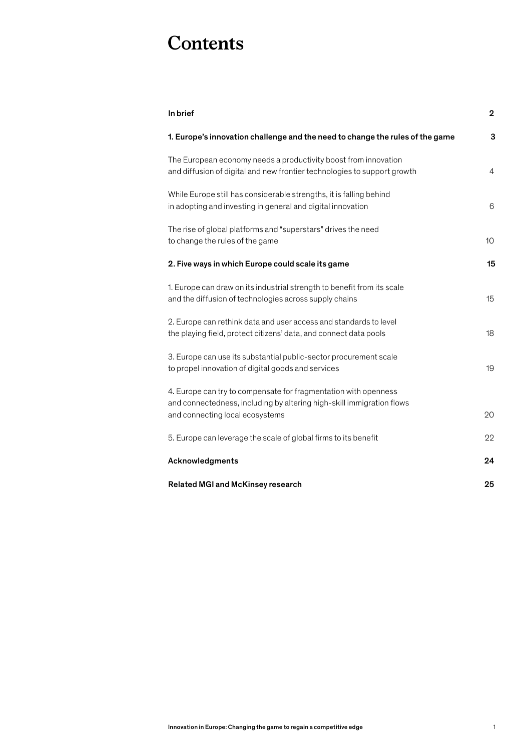# Contents

| | |
|---|---|
| **In brief** | **2** |
| **1. Europe's innovation challenge and the need to change the rules of the game** | **3** |
| The European economy needs a productivity boost from innovation and diffusion of digital and new frontier technologies to support growth | 4 |
| While Europe still has considerable strengths, it is falling behind in adopting and investing in general and digital innovation | 6 |
| The rise of global platforms and "superstars" drives the need to change the rules of the game | 10 |
| **2. Five ways in which Europe could scale its game** | **15** |
| 1. Europe can draw on its industrial strength to benefit from its scale and the diffusion of technologies across supply chains | 15 |
| 2. Europe can rethink data and user access and standards to level the playing field, protect citizens' data, and connect data pools | 18 |
| 3. Europe can use its substantial public-sector procurement scale to propel innovation of digital goods and services | 19 |
| 4. Europe can try to compensate for fragmentation with openness and connectedness, including by altering high-skill immigration flows and connecting local ecosystems | 20 |
| 5. Europe can leverage the scale of global firms to its benefit | 22 |
| **Acknowledgments** | **24** |
| **Related MGI and McKinsey research** | **25** |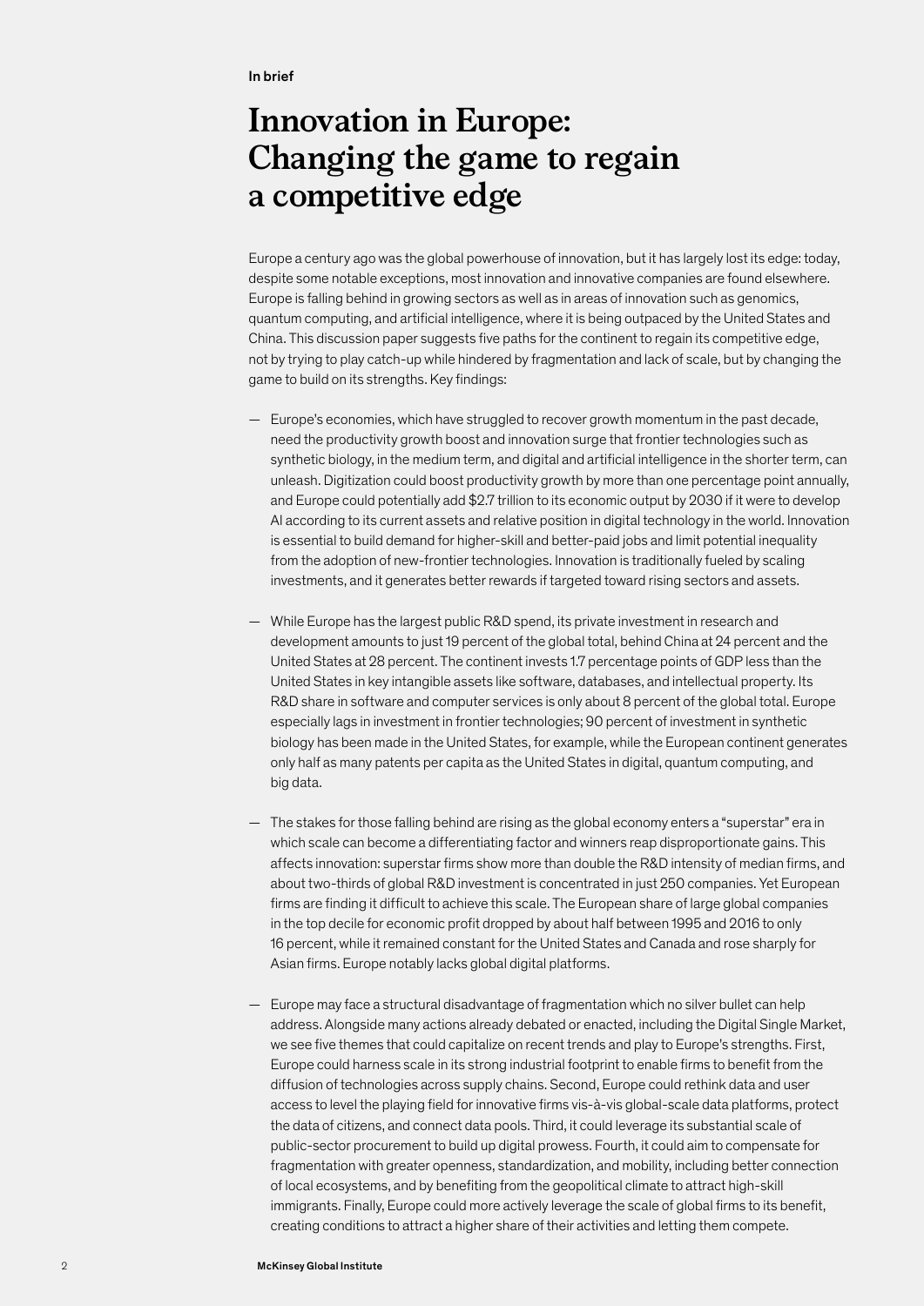In brief

# Innovation in Europe: Changing the game to regain a competitive edge

Europe a century ago was the global powerhouse of innovation, but it has largely lost its edge: today, despite some notable exceptions, most innovation and innovative companies are found elsewhere. Europe is falling behind in growing sectors as well as in areas of innovation such as genomics, quantum computing, and artificial intelligence, where it is being outpaced by the United States and China. This discussion paper suggests five paths for the continent to regain its competitive edge, not by trying to play catch-up while hindered by fragmentation and lack of scale, but by changing the game to build on its strengths. Key findings:

— Europe's economies, which have struggled to recover growth momentum in the past decade, need the productivity growth boost and innovation surge that frontier technologies such as synthetic biology, in the medium term, and digital and artificial intelligence in the shorter term, can unleash. Digitization could boost productivity growth by more than one percentage point annually, and Europe could potentially add $2.7 trillion to its economic output by 2030 if it were to develop AI according to its current assets and relative position in digital technology in the world. Innovation is essential to build demand for higher-skill and better-paid jobs and limit potential inequality from the adoption of new-frontier technologies. Innovation is traditionally fueled by scaling investments, and it generates better rewards if targeted toward rising sectors and assets.

— While Europe has the largest public R&D spend, its private investment in research and development amounts to just 19 percent of the global total, behind China at 24 percent and the United States at 28 percent. The continent invests 1.7 percentage points of GDP less than the United States in key intangible assets like software, databases, and intellectual property. Its R&D share in software and computer services is only about 8 percent of the global total. Europe especially lags in investment in frontier technologies; 90 percent of investment in synthetic biology has been made in the United States, for example, while the European continent generates only half as many patents per capita as the United States in digital, quantum computing, and big data.

— The stakes for those falling behind are rising as the global economy enters a "superstar" era in which scale can become a differentiating factor and winners reap disproportionate gains. This affects innovation: superstar firms show more than double the R&D intensity of median firms, and about two-thirds of global R&D investment is concentrated in just 250 companies. Yet European firms are finding it difficult to achieve this scale. The European share of large global companies in the top decile for economic profit dropped by about half between 1995 and 2016 to only 16 percent, while it remained constant for the United States and Canada and rose sharply for Asian firms. Europe notably lacks global digital platforms.

— Europe may face a structural disadvantage of fragmentation which no silver bullet can help address. Alongside many actions already debated or enacted, including the Digital Single Market, we see five themes that could capitalize on recent trends and play to Europe's strengths. First, Europe could harness scale in its strong industrial footprint to enable firms to benefit from the diffusion of technologies across supply chains. Second, Europe could rethink data and user access to level the playing field for innovative firms vis-à-vis global-scale data platforms, protect the data of citizens, and connect data pools. Third, it could leverage its substantial scale of public-sector procurement to build up digital prowess. Fourth, it could aim to compensate for fragmentation with greater openness, standardization, and mobility, including better connection of local ecosystems, and by benefiting from the geopolitical climate to attract high-skill immigrants. Finally, Europe could more actively leverage the scale of global firms to its benefit, creating conditions to attract a higher share of their activities and letting them compete.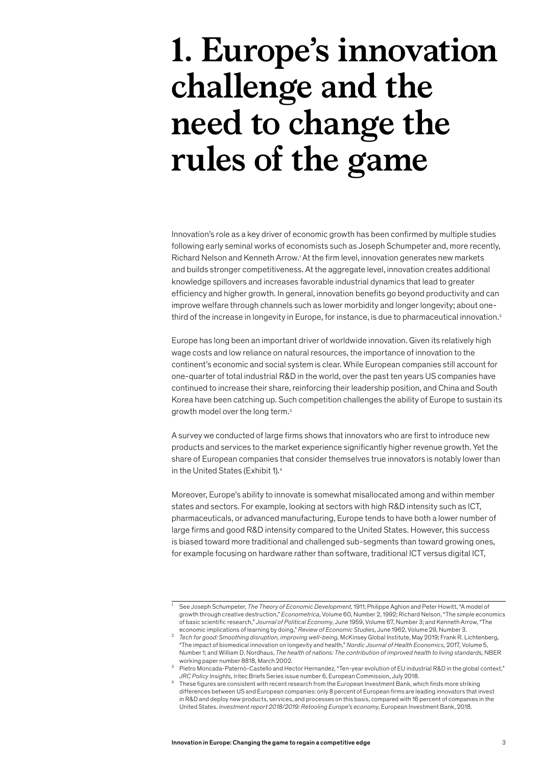# 1. Europe's innovation challenge and the need to change the rules of the game

Innovation's role as a key driver of economic growth has been confirmed by multiple studies following early seminal works of economists such as Joseph Schumpeter and, more recently, Richard Nelson and Kenneth Arrow.[1] At the firm level, innovation generates new markets and builds stronger competitiveness. At the aggregate level, innovation creates additional knowledge spillovers and increases favorable industrial dynamics that lead to greater efficiency and higher growth. In general, innovation benefits go beyond productivity and can improve welfare through channels such as lower morbidity and longer longevity; about one-third of the increase in longevity in Europe, for instance, is due to pharmaceutical innovation.[2]

Europe has long been an important driver of worldwide innovation. Given its relatively high wage costs and low reliance on natural resources, the importance of innovation to the continent's economic and social system is clear. While European companies still account for one-quarter of total industrial R&D in the world, over the past ten years US companies have continued to increase their share, reinforcing their leadership position, and China and South Korea have been catching up. Such competition challenges the ability of Europe to sustain its growth model over the long term.[3]

A survey we conducted of large firms shows that innovators who are first to introduce new products and services to the market experience significantly higher revenue growth. Yet the share of European companies that consider themselves true innovators is notably lower than in the United States (Exhibit 1).[4]

Moreover, Europe's ability to innovate is somewhat misallocated among and within member states and sectors. For example, looking at sectors with high R&D intensity such as ICT, pharmaceuticals, or advanced manufacturing, Europe tends to have both a lower number of large firms and good R&D intensity compared to the United States. However, this success is biased toward more traditional and challenged sub-segments than toward growing ones, for example focusing on hardware rather than software, traditional ICT versus digital ICT,

---

[1] See Joseph Schumpeter, *The Theory of Economic Development*, 1911; Philippe Aghion and Peter Howitt, "A model of growth through creative destruction," *Econometrica*, Volume 60, Number 2, 1992; Richard Nelson, "The simple economics of basic scientific research," *Journal of Political Economy*, June 1959, Volume 67, Number 3; and Kenneth Arrow, "The economic implications of learning by doing," *Review of Economic Studies*, June 1962, Volume 29, Number 3.

[2] *Tech for good: Smoothing disruption, improving well-being*, McKinsey Global Institute, May 2019; Frank R. Lichtenberg, "The impact of biomedical innovation on longevity and health," *Nordic Journal of Health Economics*, 2017, Volume 5, Number 1; and William D. Nordhaus, *The health of nations: The contribution of improved health to living standards*, NBER working paper number 8818, March 2002.

[3] Pietro Moncada-Paternò-Castello and Hector Hernandez, "Ten-year evolution of EU industrial R&D in the global context," *JRC Policy Insights*, Iritec Briefs Series issue number 6, European Commission, July 2018.

[4] These figures are consistent with recent research from the European Investment Bank, which finds more striking differences between US and European companies: only 8 percent of European firms are leading innovators that invest in R&D and deploy new products, services, and processes on this basis, compared with 16 percent of companies in the United States. *Investment report 2018/2019: Retooling Europe's economy*, European Investment Bank, 2018.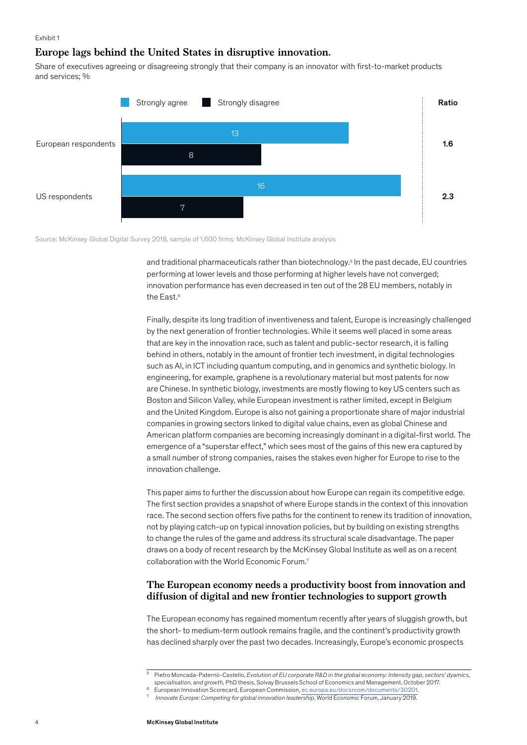Exhibit 1

## Europe lags behind the United States in disruptive innovation.

Share of executives agreeing or disagreeing strongly that their company is an innovator with first-to-market products and services; %

| | Strongly agree | Strongly disagree | Ratio |
|---|---|---|---|
| European respondents | 13 | 8 | 1.6 |
| US respondents | 16 | 7 | 2.3 |

Source: McKinsey Global Digital Survey 2018, sample of 1,600 firms; McKinsey Global Institute analysis

and traditional pharmaceuticals rather than biotechnology.[5] In the past decade, EU countries performing at lower levels and those performing at higher levels have not converged; innovation performance has even decreased in ten out of the 28 EU members, notably in the East.[6]

Finally, despite its long tradition of inventiveness and talent, Europe is increasingly challenged by the next generation of frontier technologies. While it seems well placed in some areas that are key in the innovation race, such as talent and public-sector research, it is falling behind in others, notably in the amount of frontier tech investment, in digital technologies such as AI, in ICT including quantum computing, and in genomics and synthetic biology. In engineering, for example, graphene is a revolutionary material but most patents for now are Chinese. In synthetic biology, investments are mostly flowing to key US centers such as Boston and Silicon Valley, while European investment is rather limited, except in Belgium and the United Kingdom. Europe is also not gaining a proportionate share of major industrial companies in growing sectors linked to digital value chains, even as global Chinese and American platform companies are becoming increasingly dominant in a digital-first world. The emergence of a "superstar effect," which sees most of the gains of this new era captured by a small number of strong companies, raises the stakes even higher for Europe to rise to the innovation challenge.

This paper aims to further the discussion about how Europe can regain its competitive edge. The first section provides a snapshot of where Europe stands in the context of this innovation race. The second section offers five paths for the continent to renew its tradition of innovation, not by playing catch-up on typical innovation policies, but by building on existing strengths to change the rules of the game and address its structural scale disadvantage. The paper draws on a body of recent research by the McKinsey Global Institute as well as on a recent collaboration with the World Economic Forum.[7]

## The European economy needs a productivity boost from innovation and diffusion of digital and new frontier technologies to support growth

The European economy has regained momentum recently after years of sluggish growth, but the short- to medium-term outlook remains fragile, and the continent's productivity growth has declined sharply over the past two decades. Increasingly, Europe's economic prospects

---

[5] Pietro Moncada-Paternò-Castello, *Evolution of EU corporate R&D in the global economy: Intensity gap, sectors' dynamics, specialisation, and growth*, PhD thesis, Solvay Brussels School of Economics and Management, October 2017.

[6] European Innovation Scorecard, European Commission, ec.europa.eu/docsroom/documents/30201.

[7] *Innovate Europe: Competing for global innovation leadership*, World Economic Forum, January 2019.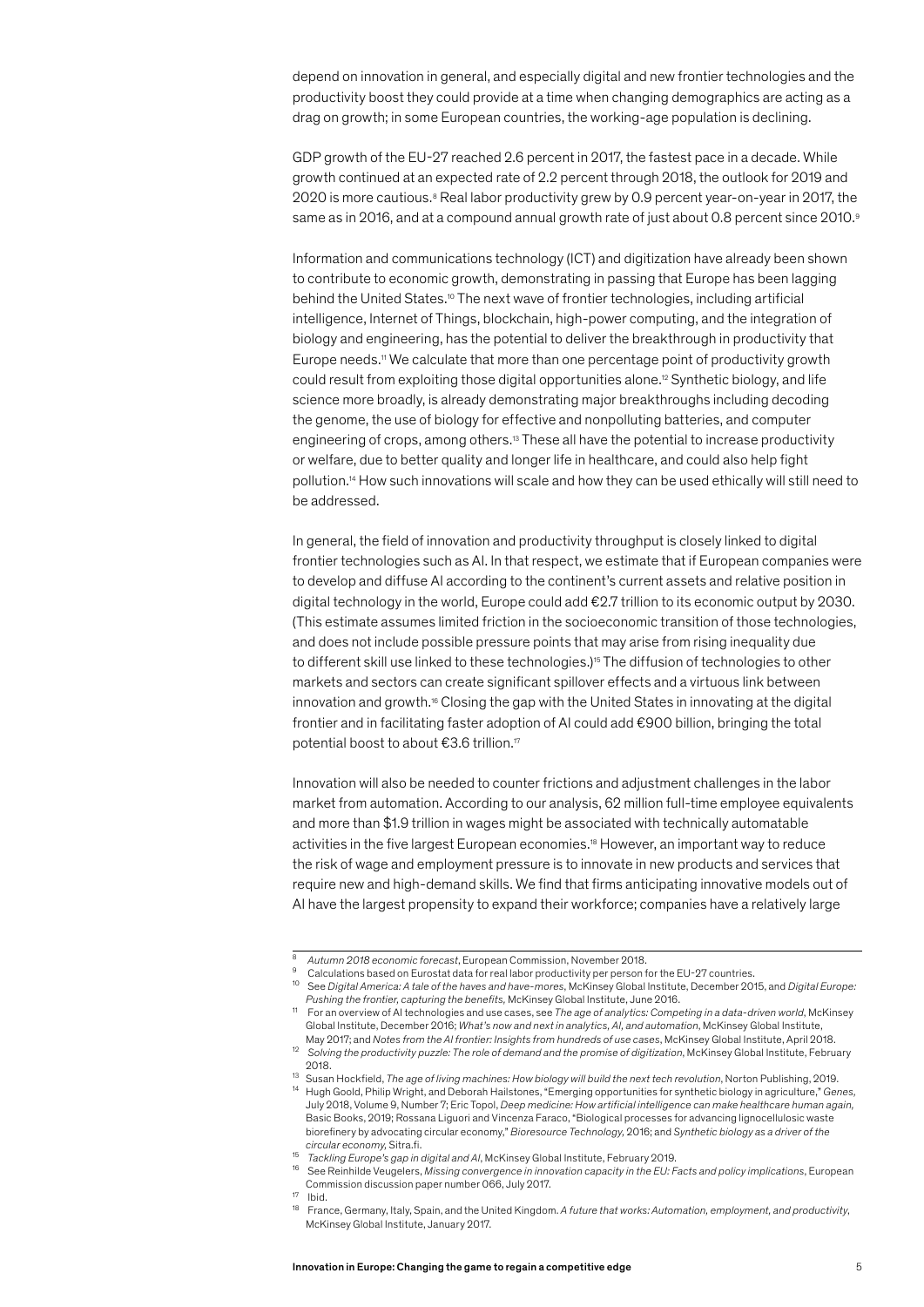depend on innovation in general, and especially digital and new frontier technologies and the productivity boost they could provide at a time when changing demographics are acting as a drag on growth; in some European countries, the working-age population is declining.

GDP growth of the EU-27 reached 2.6 percent in 2017, the fastest pace in a decade. While growth continued at an expected rate of 2.2 percent through 2018, the outlook for 2019 and 2020 is more cautious.[8] Real labor productivity grew by 0.9 percent year-on-year in 2017, the same as in 2016, and at a compound annual growth rate of just about 0.8 percent since 2010.[9]

Information and communications technology (ICT) and digitization have already been shown to contribute to economic growth, demonstrating in passing that Europe has been lagging behind the United States.[10] The next wave of frontier technologies, including artificial intelligence, Internet of Things, blockchain, high-power computing, and the integration of biology and engineering, has the potential to deliver the breakthrough in productivity that Europe needs.[11] We calculate that more than one percentage point of productivity growth could result from exploiting those digital opportunities alone.[12] Synthetic biology, and life science more broadly, is already demonstrating major breakthroughs including decoding the genome, the use of biology for effective and nonpolluting batteries, and computer engineering of crops, among others.[13] These all have the potential to increase productivity or welfare, due to better quality and longer life in healthcare, and could also help fight pollution.[14] How such innovations will scale and how they can be used ethically will still need to be addressed.

In general, the field of innovation and productivity throughput is closely linked to digital frontier technologies such as AI. In that respect, we estimate that if European companies were to develop and diffuse AI according to the continent's current assets and relative position in digital technology in the world, Europe could add €2.7 trillion to its economic output by 2030. (This estimate assumes limited friction in the socioeconomic transition of those technologies, and does not include possible pressure points that may arise from rising inequality due to different skill use linked to these technologies.)[15] The diffusion of technologies to other markets and sectors can create significant spillover effects and a virtuous link between innovation and growth.[16] Closing the gap with the United States in innovating at the digital frontier and in facilitating faster adoption of AI could add €900 billion, bringing the total potential boost to about €3.6 trillion.[17]

Innovation will also be needed to counter frictions and adjustment challenges in the labor market from automation. According to our analysis, 62 million full-time employee equivalents and more than $1.9 trillion in wages might be associated with technically automatable activities in the five largest European economies.[18] However, an important way to reduce the risk of wage and employment pressure is to innovate in new products and services that require new and high-demand skills. We find that firms anticipating innovative models out of AI have the largest propensity to expand their workforce; companies have a relatively large

---

[8] *Autumn 2018 economic forecast*, European Commission, November 2018.

[9] Calculations based on Eurostat data for real labor productivity per person for the EU-27 countries.

[10] See *Digital America: A tale of the haves and have-mores*, McKinsey Global Institute, December 2015, and *Digital Europe: Pushing the frontier, capturing the benefits,* McKinsey Global Institute, June 2016.

[11] For an overview of AI technologies and use cases, see *The age of analytics: Competing in a data-driven world*, McKinsey Global Institute, December 2016; *What's now and next in analytics, AI, and automation*, McKinsey Global Institute, May 2017; and *Notes from the AI frontier: Insights from hundreds of use cases*, McKinsey Global Institute, April 2018.

[12] *Solving the productivity puzzle: The role of demand and the promise of digitization,* McKinsey Global Institute, February 2018.

[13] Susan Hockfield, *The age of living machines: How biology will build the next tech revolution*, Norton Publishing, 2019.

[14] Hugh Goold, Philip Wright, and Deborah Hailstones, "Emerging opportunities for synthetic biology in agriculture," *Genes,* July 2018, Volume 9, Number 7; Eric Topol, *Deep medicine: How artificial intelligence can make healthcare human again,* Basic Books, 2019; Rossana Liguori and Vincenza Faraco, "Biological processes for advancing lignocellulosic waste biorefinery by advocating circular economy," *Bioresource Technology,* 2016; and *Synthetic biology as a driver of the circular economy,* Sitra.fi.

[15] *Tackling Europe's gap in digital and AI*, McKinsey Global Institute, February 2019.

[16] See Reinhilde Veugelers, *Missing convergence in innovation capacity in the EU: Facts and policy implications*, European Commission discussion paper number 066, July 2017.

[17] Ibid.

[18] France, Germany, Italy, Spain, and the United Kingdom. *A future that works: Automation, employment, and productivity*, McKinsey Global Institute, January 2017.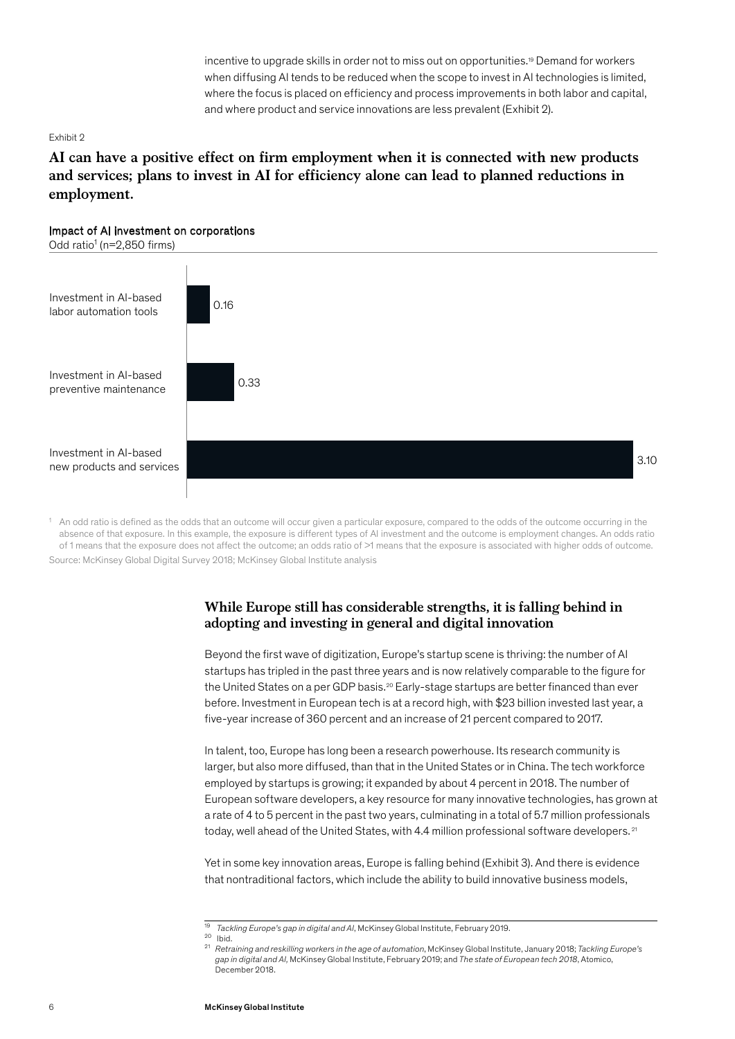incentive to upgrade skills in order not to miss out on opportunities.[19] Demand for workers when diffusing AI tends to be reduced when the scope to invest in AI technologies is limited, where the focus is placed on efficiency and process improvements in both labor and capital, and where product and service innovations are less prevalent (Exhibit 2).

Exhibit 2

**AI can have a positive effect on firm employment when it is connected with new products and services; plans to invest in AI for efficiency alone can lead to planned reductions in employment.**

**Impact of AI investment on corporations**
Odd ratio[1] (n=2,850 firms)

| | Odd ratio |
|---|---|
| Investment in AI-based labor automation tools | 0.16 |
| Investment in AI-based preventive maintenance | 0.33 |
| Investment in AI-based new products and services | 3.10 |

[1] An odd ratio is defined as the odds that an outcome will occur given a particular exposure, compared to the odds of the outcome occurring in the absence of that exposure. In this example, the exposure is different types of AI investment and the outcome is employment changes. An odds ratio of 1 means that the exposure does not affect the outcome; an odds ratio of >1 means that the exposure is associated with higher odds of outcome.

Source: McKinsey Global Digital Survey 2018; McKinsey Global Institute analysis

## While Europe still has considerable strengths, it is falling behind in adopting and investing in general and digital innovation

Beyond the first wave of digitization, Europe's startup scene is thriving: the number of AI startups has tripled in the past three years and is now relatively comparable to the figure for the United States on a per GDP basis.[20] Early-stage startups are better financed than ever before. Investment in European tech is at a record high, with $23 billion invested last year, a five-year increase of 360 percent and an increase of 21 percent compared to 2017.

In talent, too, Europe has long been a research powerhouse. Its research community is larger, but also more diffused, than that in the United States or in China. The tech workforce employed by startups is growing; it expanded by about 4 percent in 2018. The number of European software developers, a key resource for many innovative technologies, has grown at a rate of 4 to 5 percent in the past two years, culminating in a total of 5.7 million professionals today, well ahead of the United States, with 4.4 million professional software developers.[21]

Yet in some key innovation areas, Europe is falling behind (Exhibit 3). And there is evidence that nontraditional factors, which include the ability to build innovative business models,

[19] *Tackling Europe's gap in digital and AI*, McKinsey Global Institute, February 2019.

[20] Ibid.

[21] *Retraining and reskilling workers in the age of automation*, McKinsey Global Institute, January 2018; *Tackling Europe's gap in digital and AI*, McKinsey Global Institute, February 2019; and *The state of European tech 2018*, Atomico, December 2018.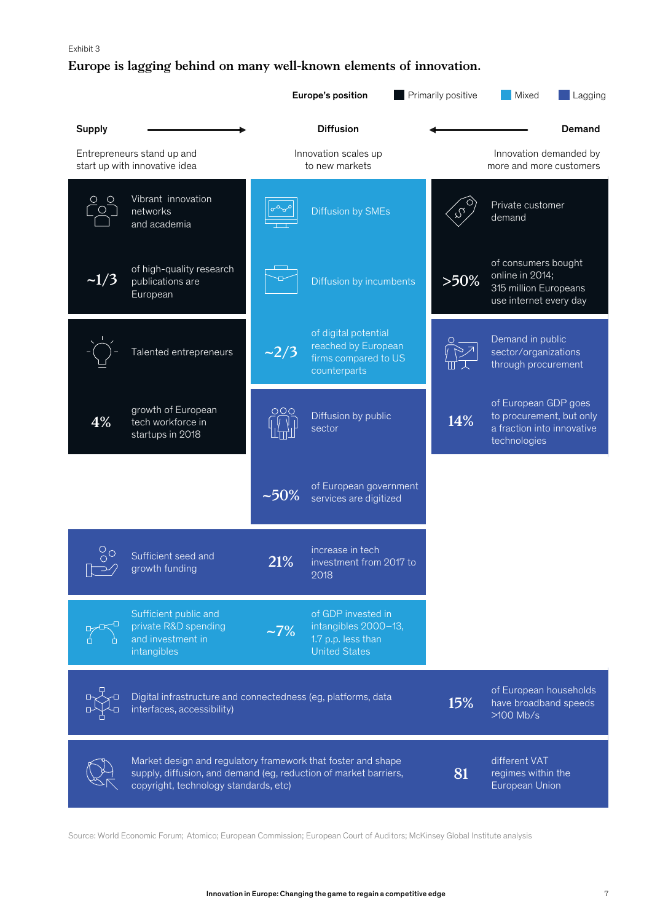Exhibit 3

## Europe is lagging behind on many well-known elements of innovation.

Europe's position: Primarily positive | Mixed | Lagging

| | Supply | Diffusion | Demand |
|---|---|---|---|
| | Entrepreneurs stand up and start up with innovative idea | Innovation scales up to new markets | Innovation demanded by more and more customers |

**Supply**

- Vibrant innovation networks and academia (Primarily positive)
  - ~1/3 of high-quality research publications are European
- Talented entrepreneurs (Primarily positive)
  - 4% growth of European tech workforce in startups in 2018
- Sufficient seed and growth funding (Lagging)
  - 21% increase in tech investment from 2017 to 2018
- Sufficient public and private R&D spending and investment in intangibles (Mixed)
  - ~7% of GDP invested in intangibles 2000–13, 1.7 p.p. less than United States

**Diffusion**

- Diffusion by SMEs (Mixed)
- Diffusion by incumbents (Mixed)
  - ~2/3 of digital potential reached by European firms compared to US counterparts
- Diffusion by public sector (Lagging)
  - ~50% of European government services are digitized

**Demand**

- Private customer demand (Primarily positive)
  - >50% of consumers bought online in 2014; 315 million Europeans use internet every day
- Demand in public sector/organizations through procurement (Lagging)
  - 14% of European GDP goes to procurement, but only a fraction into innovative technologies

**Cross-cutting**

- Digital infrastructure and connectedness (eg, platforms, data interfaces, accessibility) (Lagging)
  - 15% of European households have broadband speeds >100 Mb/s
- Market design and regulatory framework that foster and shape supply, diffusion, and demand (eg, reduction of market barriers, copyright, technology standards, etc) (Lagging)
  - 81 different VAT regimes within the European Union

Source: World Economic Forum; Atomico; European Commission; European Court of Auditors; McKinsey Global Institute analysis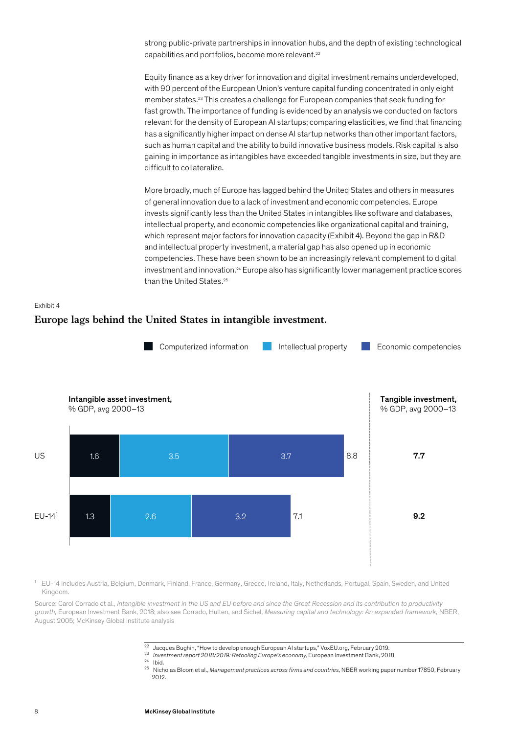strong public-private partnerships in innovation hubs, and the depth of existing technological capabilities and portfolios, become more relevant.[22]

Equity finance as a key driver for innovation and digital investment remains underdeveloped, with 90 percent of the European Union's venture capital funding concentrated in only eight member states.[23] This creates a challenge for European companies that seek funding for fast growth. The importance of funding is evidenced by an analysis we conducted on factors relevant for the density of European AI startups; comparing elasticities, we find that financing has a significantly higher impact on dense AI startup networks than other important factors, such as human capital and the ability to build innovative business models. Risk capital is also gaining in importance as intangibles have exceeded tangible investments in size, but they are difficult to collateralize.

More broadly, much of Europe has lagged behind the United States and others in measures of general innovation due to a lack of investment and economic competencies. Europe invests significantly less than the United States in intangibles like software and databases, intellectual property, and economic competencies like organizational capital and training, which represent major factors for innovation capacity (Exhibit 4). Beyond the gap in R&D and intellectual property investment, a material gap has also opened up in economic competencies. These have been shown to be an increasingly relevant complement to digital investment and innovation.[24] Europe also has significantly lower management practice scores than the United States.[25]

Exhibit 4

## Europe lags behind the United States in intangible investment.

| | Intangible asset investment, % GDP, avg 2000–13: Computerized information | Intellectual property | Economic competencies | Total | Tangible investment, % GDP, avg 2000–13 |
|---|---|---|---|---|---|
| US | 1.6 | 3.5 | 3.7 | 8.8 | **7.7** |
| EU-14[1] | 1.3 | 2.6 | 3.2 | 7.1 | **9.2** |

[1] EU-14 includes Austria, Belgium, Denmark, Finland, France, Germany, Greece, Ireland, Italy, Netherlands, Portugal, Spain, Sweden, and United Kingdom.

Source: Carol Corrado et al., *Intangible investment in the US and EU before and since the Great Recession and its contribution to productivity growth*, European Investment Bank, 2018; also see Corrado, Hulten, and Sichel, *Measuring capital and technology: An expanded framework*, NBER, August 2005; McKinsey Global Institute analysis

---

[22] Jacques Bughin, "How to develop enough European AI startups," VoxEU.org, February 2019.

[23] *Investment report 2018/2019: Retooling Europe's economy*, European Investment Bank, 2018.

[24] Ibid.

[25] Nicholas Bloom et al., *Management practices across firms and countries*, NBER working paper number 17850, February 2012.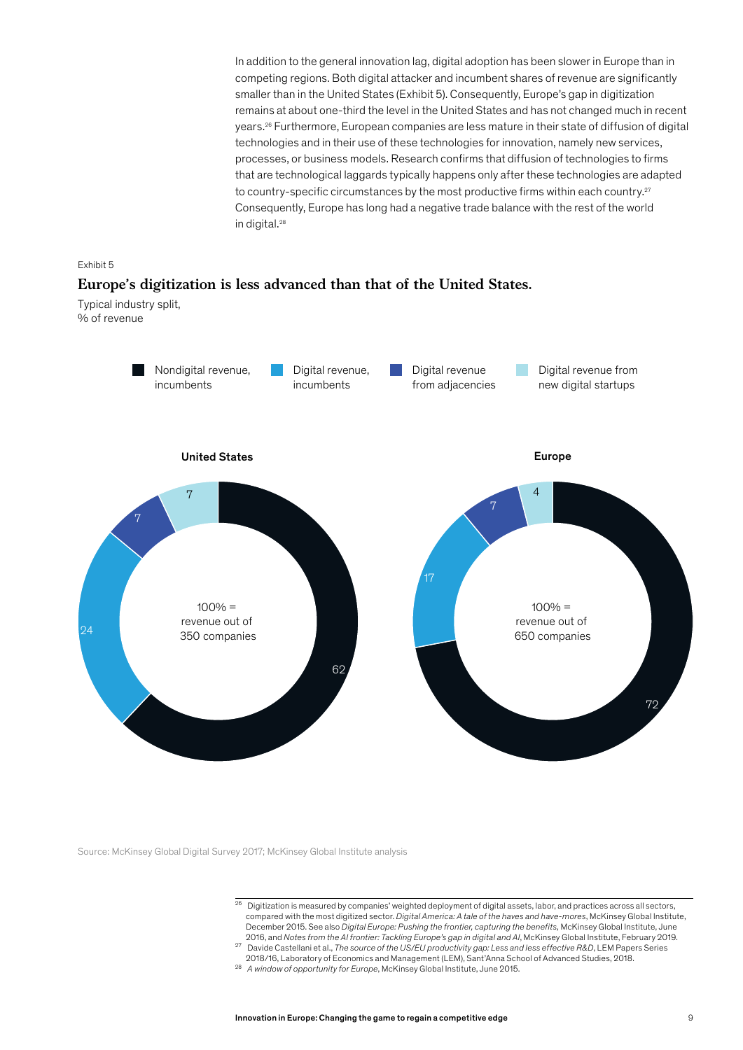In addition to the general innovation lag, digital adoption has been slower in Europe than in competing regions. Both digital attacker and incumbent shares of revenue are significantly smaller than in the United States (Exhibit 5). Consequently, Europe's gap in digitization remains at about one-third the level in the United States and has not changed much in recent years.[26] Furthermore, European companies are less mature in their state of diffusion of digital technologies and in their use of these technologies for innovation, namely new services, processes, or business models. Research confirms that diffusion of technologies to firms that are technological laggards typically happens only after these technologies are adapted to country-specific circumstances by the most productive firms within each country.[27] Consequently, Europe has long had a negative trade balance with the rest of the world in digital.[28]

Exhibit 5

**Europe's digitization is less advanced than that of the United States.**

Typical industry split,
% of revenue

| | United States (100% = revenue out of 350 companies) | Europe (100% = revenue out of 650 companies) |
|---|---|---|
| Nondigital revenue, incumbents | 62 | 72 |
| Digital revenue, incumbents | 24 | 17 |
| Digital revenue from adjacencies | 7 | 7 |
| Digital revenue from new digital startups | 7 | 4 |

Source: McKinsey Global Digital Survey 2017; McKinsey Global Institute analysis

---

[26] Digitization is measured by companies' weighted deployment of digital assets, labor, and practices across all sectors, compared with the most digitized sector. *Digital America: A tale of the haves and have-mores*, McKinsey Global Institute, December 2015. See also *Digital Europe: Pushing the frontier, capturing the benefits*, McKinsey Global Institute, June 2016, and *Notes from the AI frontier: Tackling Europe's gap in digital and AI*, McKinsey Global Institute, February 2019.

[27] Davide Castellani et al., *The source of the US/EU productivity gap: Less and less effective R&D*, LEM Papers Series 2018/16, Laboratory of Economics and Management (LEM), Sant'Anna School of Advanced Studies, 2018.

[28] *A window of opportunity for Europe*, McKinsey Global Institute, June 2015.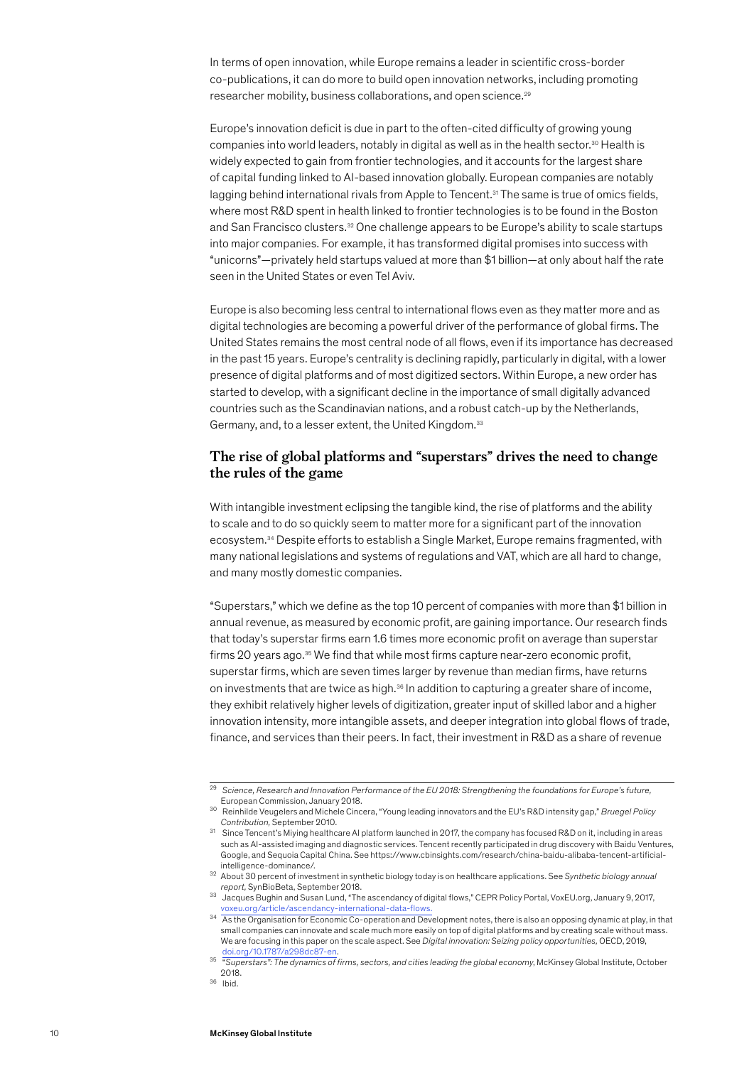In terms of open innovation, while Europe remains a leader in scientific cross-border co-publications, it can do more to build open innovation networks, including promoting researcher mobility, business collaborations, and open science.[29]

Europe's innovation deficit is due in part to the often-cited difficulty of growing young companies into world leaders, notably in digital as well as in the health sector.[30] Health is widely expected to gain from frontier technologies, and it accounts for the largest share of capital funding linked to AI-based innovation globally. European companies are notably lagging behind international rivals from Apple to Tencent.[31] The same is true of omics fields, where most R&D spent in health linked to frontier technologies is to be found in the Boston and San Francisco clusters.[32] One challenge appears to be Europe's ability to scale startups into major companies. For example, it has transformed digital promises into success with "unicorns"—privately held startups valued at more than $1 billion—at only about half the rate seen in the United States or even Tel Aviv.

Europe is also becoming less central to international flows even as they matter more and as digital technologies are becoming a powerful driver of the performance of global firms. The United States remains the most central node of all flows, even if its importance has decreased in the past 15 years. Europe's centrality is declining rapidly, particularly in digital, with a lower presence of digital platforms and of most digitized sectors. Within Europe, a new order has started to develop, with a significant decline in the importance of small digitally advanced countries such as the Scandinavian nations, and a robust catch-up by the Netherlands, Germany, and, to a lesser extent, the United Kingdom.[33]

## The rise of global platforms and "superstars" drives the need to change the rules of the game

With intangible investment eclipsing the tangible kind, the rise of platforms and the ability to scale and to do so quickly seem to matter more for a significant part of the innovation ecosystem.[34] Despite efforts to establish a Single Market, Europe remains fragmented, with many national legislations and systems of regulations and VAT, which are all hard to change, and many mostly domestic companies.

"Superstars," which we define as the top 10 percent of companies with more than $1 billion in annual revenue, as measured by economic profit, are gaining importance. Our research finds that today's superstar firms earn 1.6 times more economic profit on average than superstar firms 20 years ago.[35] We find that while most firms capture near-zero economic profit, superstar firms, which are seven times larger by revenue than median firms, have returns on investments that are twice as high.[36] In addition to capturing a greater share of income, they exhibit relatively higher levels of digitization, greater input of skilled labor and a higher innovation intensity, more intangible assets, and deeper integration into global flows of trade, finance, and services than their peers. In fact, their investment in R&D as a share of revenue

---

[29] *Science, Research and Innovation Performance of the EU 2018: Strengthening the foundations for Europe's future,* European Commission, January 2018.

[30] Reinhilde Veugelers and Michele Cincera, "Young leading innovators and the EU's R&D intensity gap," *Bruegel Policy Contribution,* September 2010.

[31] Since Tencent's Miying healthcare AI platform launched in 2017, the company has focused R&D on it, including in areas such as AI-assisted imaging and diagnostic services. Tencent recently participated in drug discovery with Baidu Ventures, Google, and Sequoia Capital China. See https://www.cbinsights.com/research/china-baidu-alibaba-tencent-artificial-intelligence-dominance/.

[32] About 30 percent of investment in synthetic biology today is on healthcare applications. See *Synthetic biology annual report,* SynBioBeta, September 2018.

[33] Jacques Bughin and Susan Lund, "The ascendancy of digital flows," CEPR Policy Portal, VoxEU.org, January 9, 2017, voxeu.org/article/ascendancy-international-data-flows.

[34] As the Organisation for Economic Co-operation and Development notes, there is also an opposing dynamic at play, in that small companies can innovate and scale much more easily on top of digital platforms and by creating scale without mass. We are focusing in this paper on the scale aspect. See *Digital innovation: Seizing policy opportunities,* OECD, 2019, doi.org/10.1787/a298dc87-en.

[35] *"Superstars": The dynamics of firms, sectors, and cities leading the global economy*, McKinsey Global Institute, October 2018.

[36] Ibid.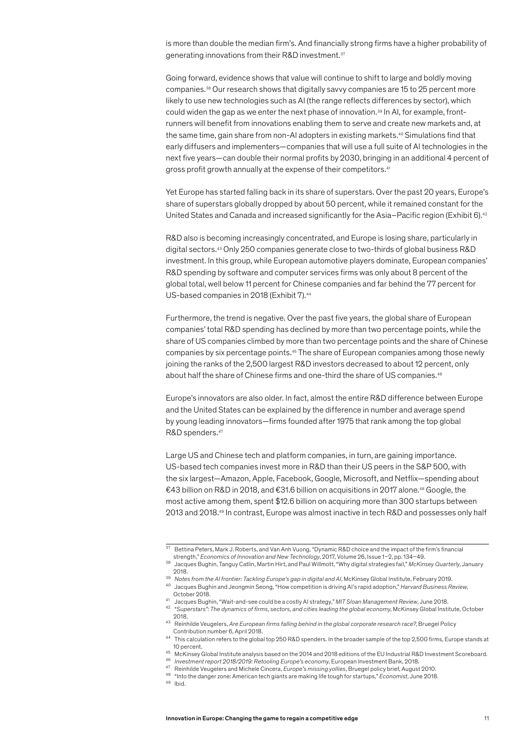is more than double the median firm's. And financially strong firms have a higher probability of generating innovations from their R&D investment.[37]

Going forward, evidence shows that value will continue to shift to large and boldly moving companies.[38] Our research shows that digitally savvy companies are 15 to 25 percent more likely to use new technologies such as AI (the range reflects differences by sector), which could widen the gap as we enter the next phase of innovation.[39] In AI, for example, front-runners will benefit from innovations enabling them to serve and create new markets and, at the same time, gain share from non-AI adopters in existing markets.[40] Simulations find that early diffusers and implementers—companies that will use a full suite of AI technologies in the next five years—can double their normal profits by 2030, bringing in an additional 4 percent of gross profit growth annually at the expense of their competitors.[41]

Yet Europe has started falling back in its share of superstars. Over the past 20 years, Europe's share of superstars globally dropped by about 50 percent, while it remained constant for the United States and Canada and increased significantly for the Asia–Pacific region (Exhibit 6).[42]

R&D also is becoming increasingly concentrated, and Europe is losing share, particularly in digital sectors.[43] Only 250 companies generate close to two-thirds of global business R&D investment. In this group, while European automotive players dominate, European companies' R&D spending by software and computer services firms was only about 8 percent of the global total, well below 11 percent for Chinese companies and far behind the 77 percent for US-based companies in 2018 (Exhibit 7).[44]

Furthermore, the trend is negative. Over the past five years, the global share of European companies' total R&D spending has declined by more than two percentage points, while the share of US companies climbed by more than two percentage points and the share of Chinese companies by six percentage points.[45] The share of European companies among those newly joining the ranks of the 2,500 largest R&D investors decreased to about 12 percent, only about half the share of Chinese firms and one-third the share of US companies.[46]

Europe's innovators are also older. In fact, almost the entire R&D difference between Europe and the United States can be explained by the difference in number and average spend by young leading innovators—firms founded after 1975 that rank among the top global R&D spenders.[47]

Large US and Chinese tech and platform companies, in turn, are gaining importance. US-based tech companies invest more in R&D than their US peers in the S&P 500, with the six largest—Amazon, Apple, Facebook, Google, Microsoft, and Netflix—spending about €43 billion on R&D in 2018, and €31.6 billion on acquisitions in 2017 alone.[48] Google, the most active among them, spent $12.6 billion on acquiring more than 300 startups between 2013 and 2018.[49] In contrast, Europe was almost inactive in tech R&D and possesses only half

---

[37] Bettina Peters, Mark J. Roberts, and Van Anh Vuong, "Dynamic R&D choice and the impact of the firm's financial strength," *Economics of Innovation and New Technology*, 2017, Volume 26, Issue 1–2, pp. 134–49.

[38] Jacques Bughin, Tanguy Catlin, Martin Hirt, and Paul Willmott, "Why digital strategies fail," *McKinsey Quarterly*, January 2018.

[39] *Notes from the AI frontier: Tackling Europe's gap in digital and AI*, McKinsey Global Institute, February 2019.

[40] Jacques Bughin and Jeongmin Seong, "How competition is driving AI's rapid adoption," *Harvard Business Review*, October 2018.

[41] Jacques Bughin, "Wait-and-see could be a costly AI strategy," *MIT Sloan Management Review*, June 2018.

[42] *"Superstars": The dynamics of firms, sectors, and cities leading the global economy*, McKinsey Global Institute, October 2018.

[43] Reinhilde Veugelers, *Are European firms falling behind in the global corporate research race?*, Bruegel Policy Contribution number 6, April 2018.

[44] This calculation refers to the global top 250 R&D spenders. In the broader sample of the top 2,500 firms, Europe stands at 10 percent.

[45] McKinsey Global Institute analysis based on the 2014 and 2018 editions of the EU Industrial R&D Investment Scoreboard.

[46] *Investment report 2018/2019: Retooling Europe's economy*, European Investment Bank, 2018.

[47] Reinhilde Veugelers and Michele Cincera, *Europe's missing yollies*, Bruegel policy brief, August 2010.

[48] "Into the danger zone: American tech giants are making life tough for startups," *Economist*, June 2018.

[49] Ibid.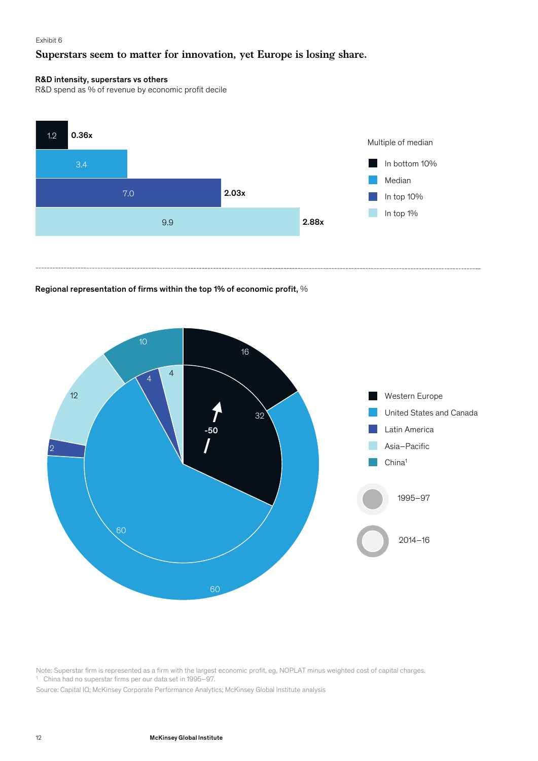Exhibit 6

## Superstars seem to matter for innovation, yet Europe is losing share.

**R&D intensity, superstars vs others**
R&D spend as % of revenue by economic profit decile

| Multiple of median | R&D spend as % of revenue | Multiple |
|---|---|---|
| In bottom 10% | 1.2 | 0.36x |
| Median | 3.4 | |
| In top 10% | 7.0 | 2.03x |
| In top 1% | 9.9 | 2.88x |

**Regional representation of firms within the top 1% of economic profit,** %

| Region | 1995–97 | 2014–16 |
|---|---|---|
| Western Europe | 32 | 16 |
| United States and Canada | 60 | 60 |
| Latin America | 4 | 2 |
| Asia–Pacific | 4 | 12 |
| China[1] | | 10 |

-50

Note: Superstar firm is represented as a firm with the largest economic profit, eg, NOPLAT minus weighted cost of capital charges.
[1] China had no superstar firms per our data set in 1995–97.
Source: Capital IQ; McKinsey Corporate Performance Analytics; McKinsey Global Institute analysis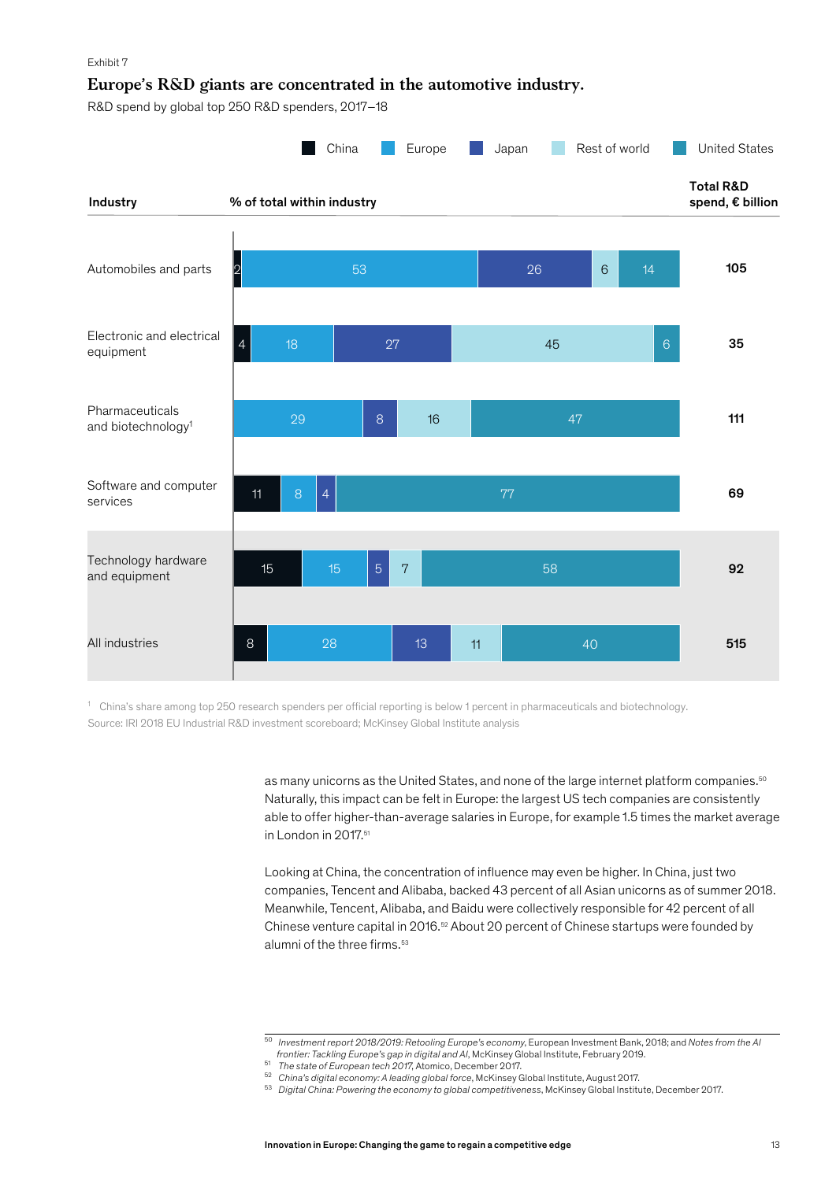Exhibit 7

### Europe's R&D giants are concentrated in the automotive industry.

R&D spend by global top 250 R&D spenders, 2017–18

% of total within industry

| Industry | China | Europe | Japan | Rest of world | United States | Total R&D spend, € billion |
|---|---|---|---|---|---|---|
| Automobiles and parts | 2 | 53 | 26 | 6 | 14 | 105 |
| Electronic and electrical equipment | 4 | 18 | 27 | 45 | 6 | 35 |
| Pharmaceuticals and biotechnology[1] | | 29 | 8 | 16 | 47 | 111 |
| Software and computer services | 11 | 8 | 4 | | 77 | 69 |
| Technology hardware and equipment | 15 | 15 | 5 | 7 | 58 | 92 |
| All industries | 8 | 28 | 13 | 11 | 40 | 515 |

[1] China's share among top 250 research spenders per official reporting is below 1 percent in pharmaceuticals and biotechnology.

Source: IRI 2018 EU Industrial R&D investment scoreboard; McKinsey Global Institute analysis

as many unicorns as the United States, and none of the large internet platform companies.[50] Naturally, this impact can be felt in Europe: the largest US tech companies are consistently able to offer higher-than-average salaries in Europe, for example 1.5 times the market average in London in 2017.[51]

Looking at China, the concentration of influence may even be higher. In China, just two companies, Tencent and Alibaba, backed 43 percent of all Asian unicorns as of summer 2018. Meanwhile, Tencent, Alibaba, and Baidu were collectively responsible for 42 percent of all Chinese venture capital in 2016.[52] About 20 percent of Chinese startups were founded by alumni of the three firms.[53]

[50] *Investment report 2018/2019: Retooling Europe's economy*, European Investment Bank, 2018; and *Notes from the AI frontier: Tackling Europe's gap in digital and AI*, McKinsey Global Institute, February 2019.

[51] *The state of European tech 2017*, Atomico, December 2017.

[52] *China's digital economy: A leading global force*, McKinsey Global Institute, August 2017.

[53] *Digital China: Powering the economy to global competitiveness*, McKinsey Global Institute, December 2017.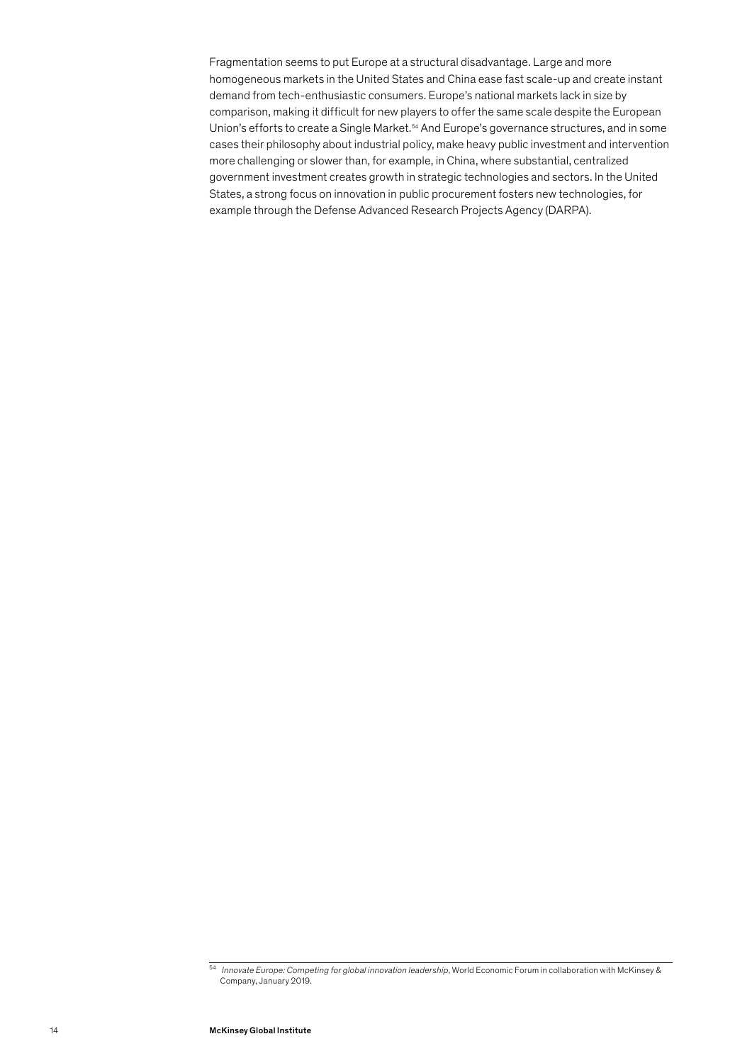Fragmentation seems to put Europe at a structural disadvantage. Large and more homogeneous markets in the United States and China ease fast scale-up and create instant demand from tech-enthusiastic consumers. Europe's national markets lack in size by comparison, making it difficult for new players to offer the same scale despite the European Union's efforts to create a Single Market.[54] And Europe's governance structures, and in some cases their philosophy about industrial policy, make heavy public investment and intervention more challenging or slower than, for example, in China, where substantial, centralized government investment creates growth in strategic technologies and sectors. In the United States, a strong focus on innovation in public procurement fosters new technologies, for example through the Defense Advanced Research Projects Agency (DARPA).

---

[54] *Innovate Europe: Competing for global innovation leadership*, World Economic Forum in collaboration with McKinsey & Company, January 2019.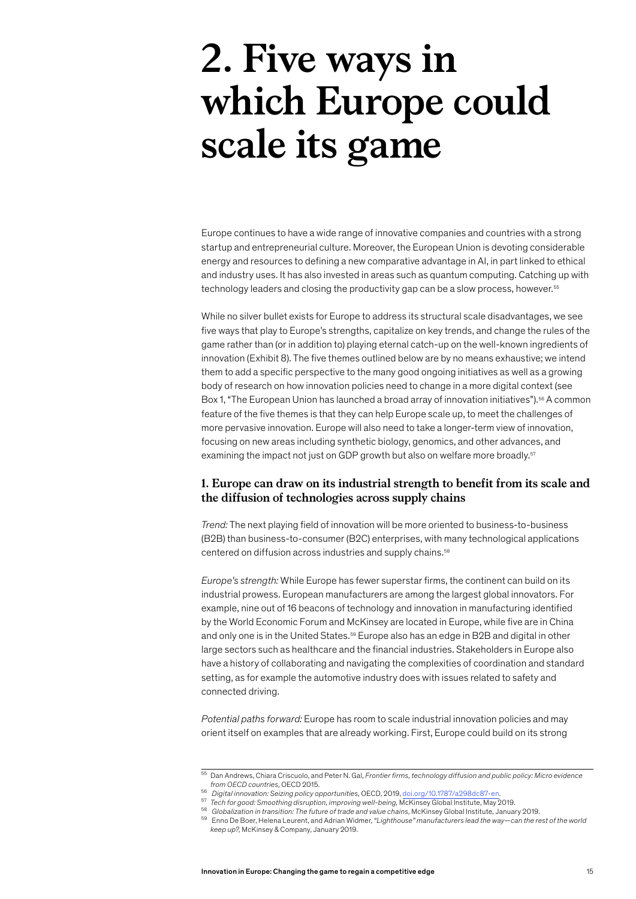# 2. Five ways in which Europe could scale its game

Europe continues to have a wide range of innovative companies and countries with a strong startup and entrepreneurial culture. Moreover, the European Union is devoting considerable energy and resources to defining a new comparative advantage in AI, in part linked to ethical and industry uses. It has also invested in areas such as quantum computing. Catching up with technology leaders and closing the productivity gap can be a slow process, however.[55]

While no silver bullet exists for Europe to address its structural scale disadvantages, we see five ways that play to Europe's strengths, capitalize on key trends, and change the rules of the game rather than (or in addition to) playing eternal catch-up on the well-known ingredients of innovation (Exhibit 8). The five themes outlined below are by no means exhaustive; we intend them to add a specific perspective to the many good ongoing initiatives as well as a growing body of research on how innovation policies need to change in a more digital context (see Box 1, "The European Union has launched a broad array of innovation initiatives").[56] A common feature of the five themes is that they can help Europe scale up, to meet the challenges of more pervasive innovation. Europe will also need to take a longer-term view of innovation, focusing on new areas including synthetic biology, genomics, and other advances, and examining the impact not just on GDP growth but also on welfare more broadly.[57]

### 1. Europe can draw on its industrial strength to benefit from its scale and the diffusion of technologies across supply chains

*Trend:* The next playing field of innovation will be more oriented to business-to-business (B2B) than business-to-consumer (B2C) enterprises, with many technological applications centered on diffusion across industries and supply chains.[58]

*Europe's strength:* While Europe has fewer superstar firms, the continent can build on its industrial prowess. European manufacturers are among the largest global innovators. For example, nine out of 16 beacons of technology and innovation in manufacturing identified by the World Economic Forum and McKinsey are located in Europe, while five are in China and only one is in the United States.[59] Europe also has an edge in B2B and digital in other large sectors such as healthcare and the financial industries. Stakeholders in Europe also have a history of collaborating and navigating the complexities of coordination and standard setting, as for example the automotive industry does with issues related to safety and connected driving.

*Potential paths forward:* Europe has room to scale industrial innovation policies and may orient itself on examples that are already working. First, Europe could build on its strong

---

[55] Dan Andrews, Chiara Criscuolo, and Peter N. Gal, *Frontier firms, technology diffusion and public policy: Micro evidence from OECD countries*, OECD 2015.

[56] *Digital innovation: Seizing policy opportunities*, OECD, 2019, doi.org/10.1787/a298dc87-en.

[57] *Tech for good: Smoothing disruption, improving well-being*, McKinsey Global Institute, May 2019.

[58] *Globalization in transition: The future of trade and value chains*, McKinsey Global Institute, January 2019.

[59] Enno De Boer, Helena Leurent, and Adrian Widmer, *"Lighthouse" manufacturers lead the way—can the rest of the world keep up?*, McKinsey & Company, January 2019.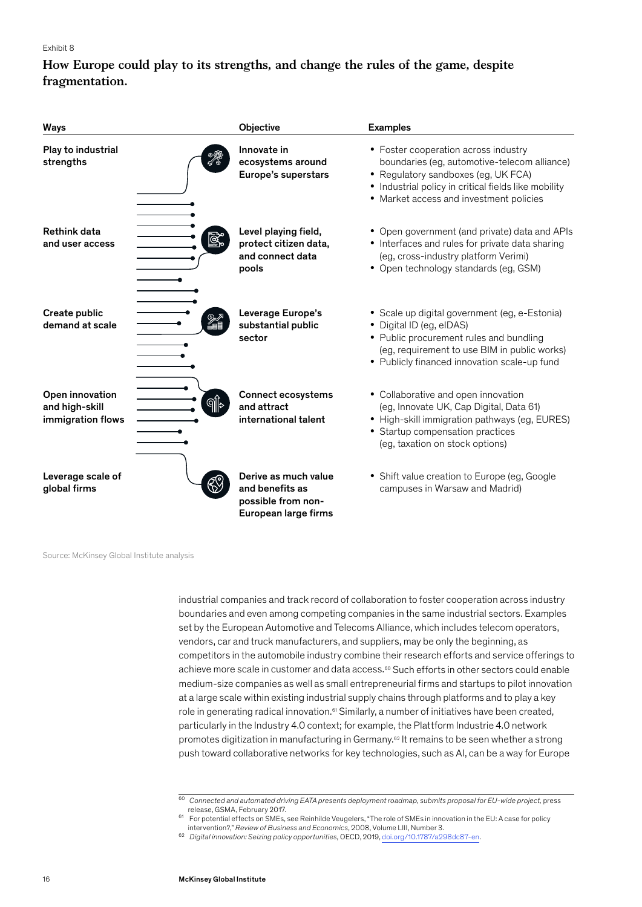Exhibit 8

## How Europe could play to its strengths, and change the rules of the game, despite fragmentation.

| Ways | Objective | Examples |
|---|---|---|
| **Play to industrial strengths** | **Innovate in ecosystems around Europe's superstars** | • Foster cooperation across industry boundaries (eg, automotive-telecom alliance)<br>• Regulatory sandboxes (eg, UK FCA)<br>• Industrial policy in critical fields like mobility<br>• Market access and investment policies |
| **Rethink data and user access** | **Level playing field, protect citizen data, and connect data pools** | • Open government (and private) data and APIs<br>• Interfaces and rules for private data sharing (eg, cross-industry platform Verimi)<br>• Open technology standards (eg, GSM) |
| **Create public demand at scale** | **Leverage Europe's substantial public sector** | • Scale up digital government (eg, e-Estonia)<br>• Digital ID (eg, eIDAS)<br>• Public procurement rules and bundling (eg, requirement to use BIM in public works)<br>• Publicly financed innovation scale-up fund |
| **Open innovation and high-skill immigration flows** | **Connect ecosystems and attract international talent** | • Collaborative and open innovation (eg, Innovate UK, Cap Digital, Data 61)<br>• High-skill immigration pathways (eg, EURES)<br>• Startup compensation practices (eg, taxation on stock options) |
| **Leverage scale of global firms** | **Derive as much value and benefits as possible from non-European large firms** | • Shift value creation to Europe (eg, Google campuses in Warsaw and Madrid) |

Source: McKinsey Global Institute analysis

industrial companies and track record of collaboration to foster cooperation across industry boundaries and even among competing companies in the same industrial sectors. Examples set by the European Automotive and Telecoms Alliance, which includes telecom operators, vendors, car and truck manufacturers, and suppliers, may be only the beginning, as competitors in the automobile industry combine their research efforts and service offerings to achieve more scale in customer and data access.[60] Such efforts in other sectors could enable medium-size companies as well as small entrepreneurial firms and startups to pilot innovation at a large scale within existing industrial supply chains through platforms and to play a key role in generating radical innovation.[61] Similarly, a number of initiatives have been created, particularly in the Industry 4.0 context; for example, the Plattform Industrie 4.0 network promotes digitization in manufacturing in Germany.[62] It remains to be seen whether a strong push toward collaborative networks for key technologies, such as AI, can be a way for Europe

---

[60] *Connected and automated driving EATA presents deployment roadmap, submits proposal for EU-wide project,* press release, GSMA, February 2017.

[61] For potential effects on SMEs, see Reinhilde Veugelers, "The role of SMEs in innovation in the EU: A case for policy intervention?," *Review of Business and Economics*, 2008, Volume LIII, Number 3.

[62] *Digital innovation: Seizing policy opportunities,* OECD, 2019, doi.org/10.1787/a298dc87-en.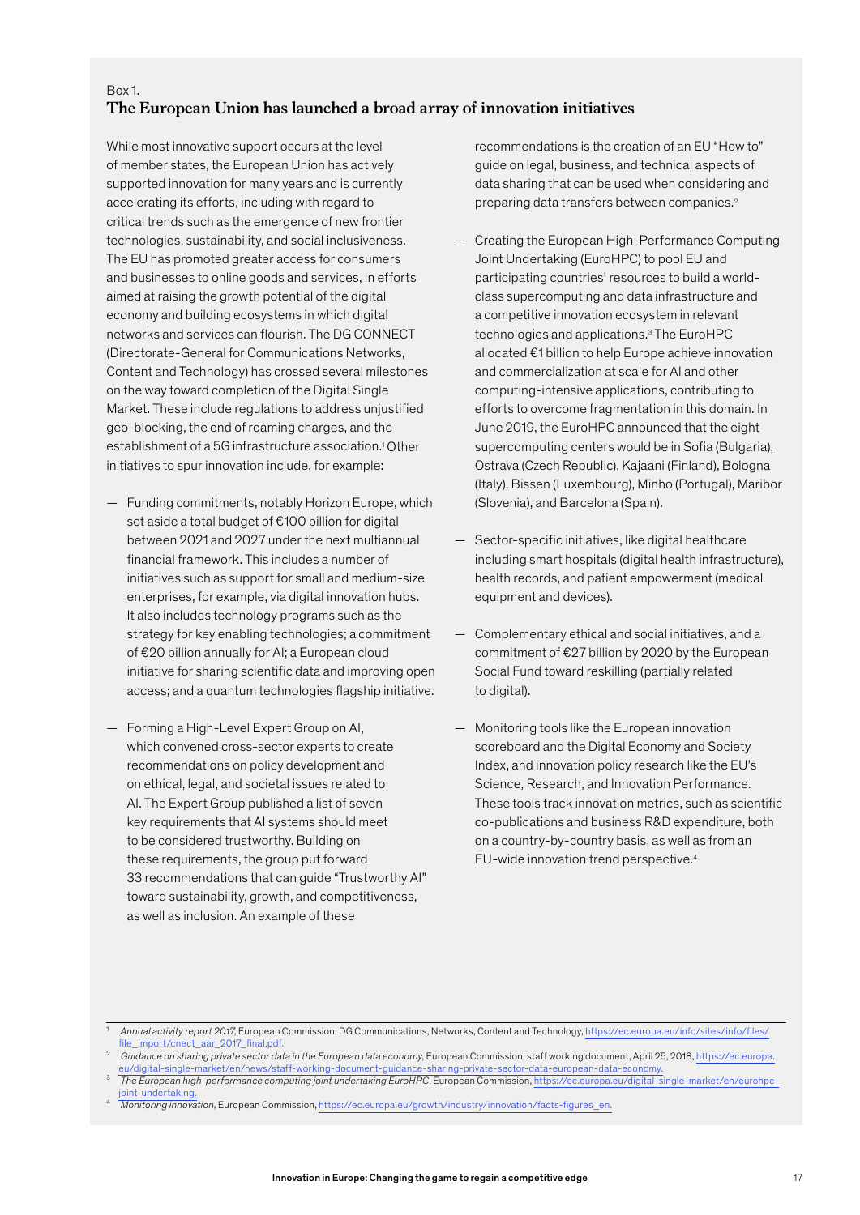Box 1.

## The European Union has launched a broad array of innovation initiatives

While most innovative support occurs at the level of member states, the European Union has actively supported innovation for many years and is currently accelerating its efforts, including with regard to critical trends such as the emergence of new frontier technologies, sustainability, and social inclusiveness. The EU has promoted greater access for consumers and businesses to online goods and services, in efforts aimed at raising the growth potential of the digital economy and building ecosystems in which digital networks and services can flourish. The DG CONNECT (Directorate-General for Communications Networks, Content and Technology) has crossed several milestones on the way toward completion of the Digital Single Market. These include regulations to address unjustified geo-blocking, the end of roaming charges, and the establishment of a 5G infrastructure association.[1] Other initiatives to spur innovation include, for example:

- Funding commitments, notably Horizon Europe, which set aside a total budget of €100 billion for digital between 2021 and 2027 under the next multiannual financial framework. This includes a number of initiatives such as support for small and medium-size enterprises, for example, via digital innovation hubs. It also includes technology programs such as the strategy for key enabling technologies; a commitment of €20 billion annually for AI; a European cloud initiative for sharing scientific data and improving open access; and a quantum technologies flagship initiative.
- Forming a High-Level Expert Group on AI, which convened cross-sector experts to create recommendations on policy development and on ethical, legal, and societal issues related to AI. The Expert Group published a list of seven key requirements that AI systems should meet to be considered trustworthy. Building on these requirements, the group put forward 33 recommendations that can guide "Trustworthy AI" toward sustainability, growth, and competitiveness, as well as inclusion. An example of these recommendations is the creation of an EU "How to" guide on legal, business, and technical aspects of data sharing that can be used when considering and preparing data transfers between companies.[2]
- Creating the European High-Performance Computing Joint Undertaking (EuroHPC) to pool EU and participating countries' resources to build a world-class supercomputing and data infrastructure and a competitive innovation ecosystem in relevant technologies and applications.[3] The EuroHPC allocated €1 billion to help Europe achieve innovation and commercialization at scale for AI and other computing-intensive applications, contributing to efforts to overcome fragmentation in this domain. In June 2019, the EuroHPC announced that the eight supercomputing centers would be in Sofia (Bulgaria), Ostrava (Czech Republic), Kajaani (Finland), Bologna (Italy), Bissen (Luxembourg), Minho (Portugal), Maribor (Slovenia), and Barcelona (Spain).
- Sector-specific initiatives, like digital healthcare including smart hospitals (digital health infrastructure), health records, and patient empowerment (medical equipment and devices).
- Complementary ethical and social initiatives, and a commitment of €27 billion by 2020 by the European Social Fund toward reskilling (partially related to digital).
- Monitoring tools like the European innovation scoreboard and the Digital Economy and Society Index, and innovation policy research like the EU's Science, Research, and Innovation Performance. These tools track innovation metrics, such as scientific co-publications and business R&D expenditure, both on a country-by-country basis, as well as from an EU-wide innovation trend perspective.[4]

---

[1] *Annual activity report 2017*, European Commission, DG Communications, Networks, Content and Technology, https://ec.europa.eu/info/sites/info/files/file_import/cnect_aar_2017_final.pdf.

[2] *Guidance on sharing private sector data in the European data economy*, European Commission, staff working document, April 25, 2018, https://ec.europa.eu/digital-single-market/en/news/staff-working-document-guidance-sharing-private-sector-data-european-data-economy.

[3] *The European high-performance computing joint undertaking EuroHPC*, European Commission, https://ec.europa.eu/digital-single-market/en/eurohpc-joint-undertaking.

[4] *Monitoring innovation*, European Commission, https://ec.europa.eu/growth/industry/innovation/facts-figures_en.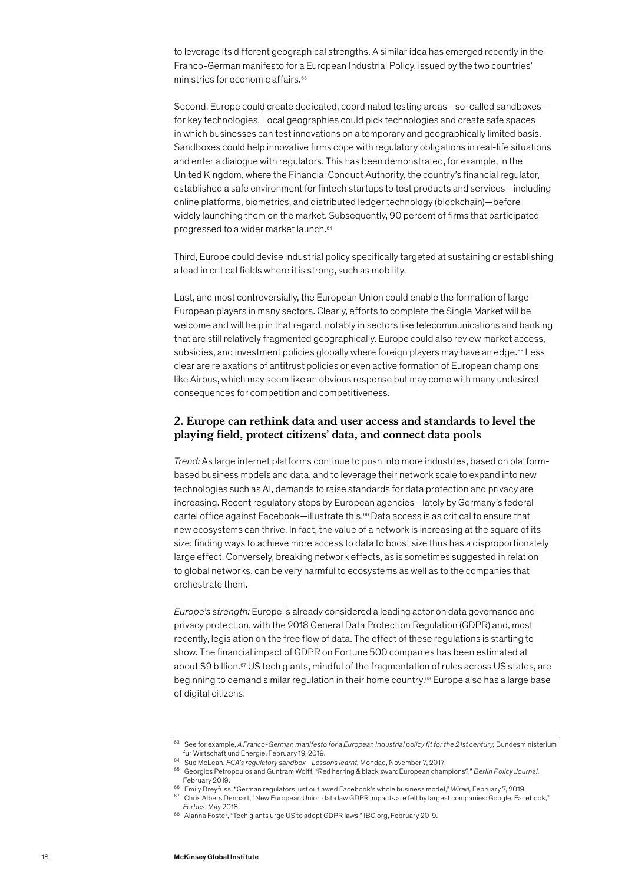to leverage its different geographical strengths. A similar idea has emerged recently in the Franco-German manifesto for a European Industrial Policy, issued by the two countries' ministries for economic affairs.[63]

Second, Europe could create dedicated, coordinated testing areas—so-called sandboxes—for key technologies. Local geographies could pick technologies and create safe spaces in which businesses can test innovations on a temporary and geographically limited basis. Sandboxes could help innovative firms cope with regulatory obligations in real-life situations and enter a dialogue with regulators. This has been demonstrated, for example, in the United Kingdom, where the Financial Conduct Authority, the country's financial regulator, established a safe environment for fintech startups to test products and services—including online platforms, biometrics, and distributed ledger technology (blockchain)—before widely launching them on the market. Subsequently, 90 percent of firms that participated progressed to a wider market launch.[64]

Third, Europe could devise industrial policy specifically targeted at sustaining or establishing a lead in critical fields where it is strong, such as mobility.

Last, and most controversially, the European Union could enable the formation of large European players in many sectors. Clearly, efforts to complete the Single Market will be welcome and will help in that regard, notably in sectors like telecommunications and banking that are still relatively fragmented geographically. Europe could also review market access, subsidies, and investment policies globally where foreign players may have an edge.[65] Less clear are relaxations of antitrust policies or even active formation of European champions like Airbus, which may seem like an obvious response but may come with many undesired consequences for competition and competitiveness.

## 2. Europe can rethink data and user access and standards to level the playing field, protect citizens' data, and connect data pools

*Trend:* As large internet platforms continue to push into more industries, based on platform-based business models and data, and to leverage their network scale to expand into new technologies such as AI, demands to raise standards for data protection and privacy are increasing. Recent regulatory steps by European agencies—lately by Germany's federal cartel office against Facebook—illustrate this.[66] Data access is as critical to ensure that new ecosystems can thrive. In fact, the value of a network is increasing at the square of its size; finding ways to achieve more access to data to boost size thus has a disproportionately large effect. Conversely, breaking network effects, as is sometimes suggested in relation to global networks, can be very harmful to ecosystems as well as to the companies that orchestrate them.

*Europe's strength:* Europe is already considered a leading actor on data governance and privacy protection, with the 2018 General Data Protection Regulation (GDPR) and, most recently, legislation on the free flow of data. The effect of these regulations is starting to show. The financial impact of GDPR on Fortune 500 companies has been estimated at about $9 billion.[67] US tech giants, mindful of the fragmentation of rules across US states, are beginning to demand similar regulation in their home country.[68] Europe also has a large base of digital citizens.

---

[63] See for example, *A Franco-German manifesto for a European industrial policy fit for the 21st century*, Bundesministerium für Wirtschaft und Energie, February 19, 2019.

[64] Sue McLean, *FCA's regulatory sandbox—Lessons learnt*, Mondaq, November 7, 2017.

[65] Georgios Petropoulos and Guntram Wolff, "Red herring & black swan: European champions?," *Berlin Policy Journal*, February 2019.

[66] Emily Dreyfuss, "German regulators just outlawed Facebook's whole business model," *Wired*, February 7, 2019.

[67] Chris Albers Denhart, "New European Union data law GDPR impacts are felt by largest companies: Google, Facebook," *Forbes*, May 2018.

[68] Alanna Foster, "Tech giants urge US to adopt GDPR laws," IBC.org, February 2019.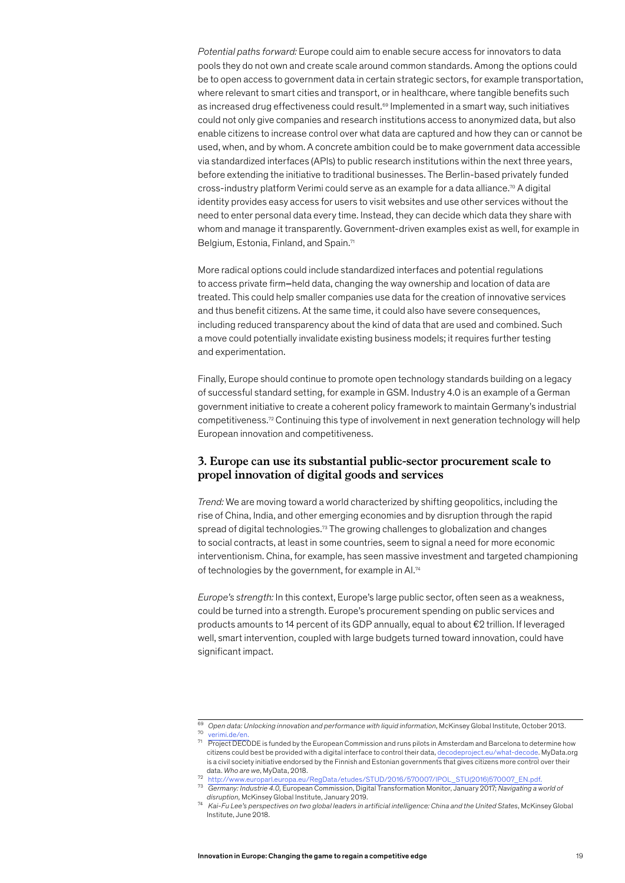*Potential paths forward:* Europe could aim to enable secure access for innovators to data pools they do not own and create scale around common standards. Among the options could be to open access to government data in certain strategic sectors, for example transportation, where relevant to smart cities and transport, or in healthcare, where tangible benefits such as increased drug effectiveness could result.[69] Implemented in a smart way, such initiatives could not only give companies and research institutions access to anonymized data, but also enable citizens to increase control over what data are captured and how they can or cannot be used, when, and by whom. A concrete ambition could be to make government data accessible via standardized interfaces (APIs) to public research institutions within the next three years, before extending the initiative to traditional businesses. The Berlin-based privately funded cross-industry platform Verimi could serve as an example for a data alliance.[70] A digital identity provides easy access for users to visit websites and use other services without the need to enter personal data every time. Instead, they can decide which data they share with whom and manage it transparently. Government-driven examples exist as well, for example in Belgium, Estonia, Finland, and Spain.[71]

More radical options could include standardized interfaces and potential regulations to access private firm–held data, changing the way ownership and location of data are treated. This could help smaller companies use data for the creation of innovative services and thus benefit citizens. At the same time, it could also have severe consequences, including reduced transparency about the kind of data that are used and combined. Such a move could potentially invalidate existing business models; it requires further testing and experimentation.

Finally, Europe should continue to promote open technology standards building on a legacy of successful standard setting, for example in GSM. Industry 4.0 is an example of a German government initiative to create a coherent policy framework to maintain Germany's industrial competitiveness.[72] Continuing this type of involvement in next generation technology will help European innovation and competitiveness.

## 3. Europe can use its substantial public-sector procurement scale to propel innovation of digital goods and services

*Trend:* We are moving toward a world characterized by shifting geopolitics, including the rise of China, India, and other emerging economies and by disruption through the rapid spread of digital technologies.[73] The growing challenges to globalization and changes to social contracts, at least in some countries, seem to signal a need for more economic interventionism. China, for example, has seen massive investment and targeted championing of technologies by the government, for example in AI.[74]

*Europe's strength:* In this context, Europe's large public sector, often seen as a weakness, could be turned into a strength. Europe's procurement spending on public services and products amounts to 14 percent of its GDP annually, equal to about €2 trillion. If leveraged well, smart intervention, coupled with large budgets turned toward innovation, could have significant impact.

---

[69] *Open data: Unlocking innovation and performance with liquid information*, McKinsey Global Institute, October 2013.

[70] verimi.de/en.

[71] Project DECODE is funded by the European Commission and runs pilots in Amsterdam and Barcelona to determine how citizens could best be provided with a digital interface to control their data, decodeproject.eu/what-decode. MyData.org is a civil society initiative endorsed by the Finnish and Estonian governments that gives citizens more control over their data. *Who are we*, MyData, 2018.

[72] http://www.europarl.europa.eu/RegData/etudes/STUD/2016/570007/IPOL_STU(2016)570007_EN.pdf.

[73] *Germany: Industrie 4.0*, European Commission, Digital Transformation Monitor, January 2017; *Navigating a world of disruption*, McKinsey Global Institute, January 2019.

[74] *Kai-Fu Lee's perspectives on two global leaders in artificial intelligence: China and the United States*, McKinsey Global Institute, June 2018.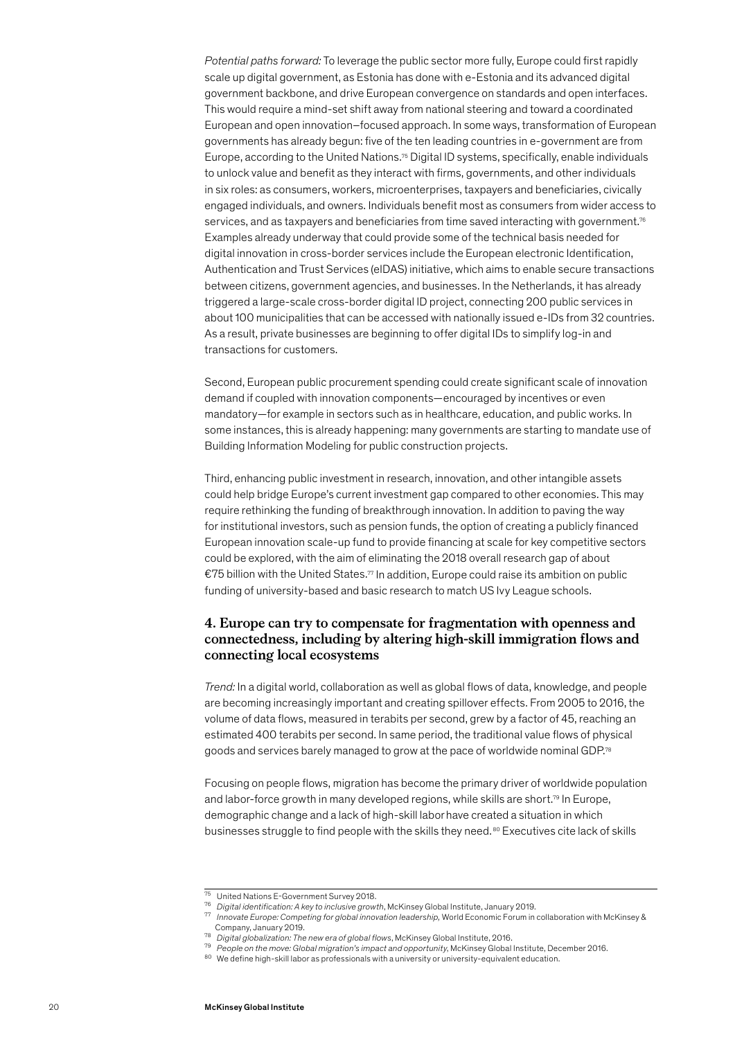*Potential paths forward:* To leverage the public sector more fully, Europe could first rapidly scale up digital government, as Estonia has done with e-Estonia and its advanced digital government backbone, and drive European convergence on standards and open interfaces. This would require a mind-set shift away from national steering and toward a coordinated European and open innovation–focused approach. In some ways, transformation of European governments has already begun: five of the ten leading countries in e-government are from Europe, according to the United Nations.[75] Digital ID systems, specifically, enable individuals to unlock value and benefit as they interact with firms, governments, and other individuals in six roles: as consumers, workers, microenterprises, taxpayers and beneficiaries, civically engaged individuals, and owners. Individuals benefit most as consumers from wider access to services, and as taxpayers and beneficiaries from time saved interacting with government.[76] Examples already underway that could provide some of the technical basis needed for digital innovation in cross-border services include the European electronic Identification, Authentication and Trust Services (eIDAS) initiative, which aims to enable secure transactions between citizens, government agencies, and businesses. In the Netherlands, it has already triggered a large-scale cross-border digital ID project, connecting 200 public services in about 100 municipalities that can be accessed with nationally issued e-IDs from 32 countries. As a result, private businesses are beginning to offer digital IDs to simplify log-in and transactions for customers.

Second, European public procurement spending could create significant scale of innovation demand if coupled with innovation components—encouraged by incentives or even mandatory—for example in sectors such as in healthcare, education, and public works. In some instances, this is already happening: many governments are starting to mandate use of Building Information Modeling for public construction projects.

Third, enhancing public investment in research, innovation, and other intangible assets could help bridge Europe's current investment gap compared to other economies. This may require rethinking the funding of breakthrough innovation. In addition to paving the way for institutional investors, such as pension funds, the option of creating a publicly financed European innovation scale-up fund to provide financing at scale for key competitive sectors could be explored, with the aim of eliminating the 2018 overall research gap of about €75 billion with the United States.[77] In addition, Europe could raise its ambition on public funding of university-based and basic research to match US Ivy League schools.

## 4. Europe can try to compensate for fragmentation with openness and connectedness, including by altering high-skill immigration flows and connecting local ecosystems

*Trend:* In a digital world, collaboration as well as global flows of data, knowledge, and people are becoming increasingly important and creating spillover effects. From 2005 to 2016, the volume of data flows, measured in terabits per second, grew by a factor of 45, reaching an estimated 400 terabits per second. In same period, the traditional value flows of physical goods and services barely managed to grow at the pace of worldwide nominal GDP.[78]

Focusing on people flows, migration has become the primary driver of worldwide population and labor-force growth in many developed regions, while skills are short.[79] In Europe, demographic change and a lack of high-skill labor have created a situation in which businesses struggle to find people with the skills they need.[80] Executives cite lack of skills

---

[75] United Nations E-Government Survey 2018.

[76] *Digital identification: A key to inclusive growth*, McKinsey Global Institute, January 2019.

[77] *Innovate Europe: Competing for global innovation leadership*, World Economic Forum in collaboration with McKinsey & Company, January 2019.

[78] *Digital globalization: The new era of global flows*, McKinsey Global Institute, 2016.

[79] *People on the move: Global migration's impact and opportunity*, McKinsey Global Institute, December 2016.

[80] We define high-skill labor as professionals with a university or university-equivalent education.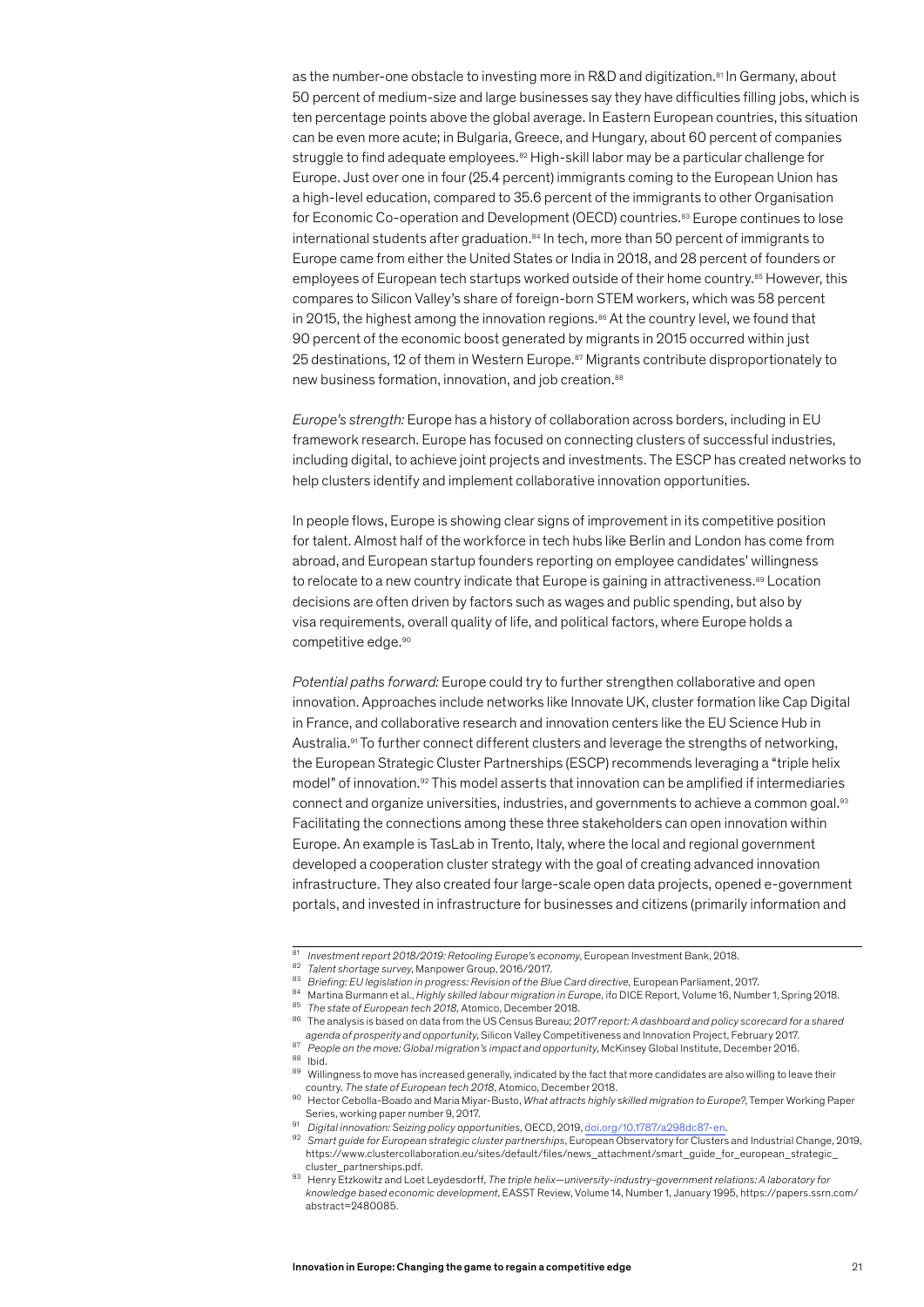as the number-one obstacle to investing more in R&D and digitization.[81] In Germany, about 50 percent of medium-size and large businesses say they have difficulties filling jobs, which is ten percentage points above the global average. In Eastern European countries, this situation can be even more acute; in Bulgaria, Greece, and Hungary, about 60 percent of companies struggle to find adequate employees.[82] High-skill labor may be a particular challenge for Europe. Just over one in four (25.4 percent) immigrants coming to the European Union has a high-level education, compared to 35.6 percent of the immigrants to other Organisation for Economic Co-operation and Development (OECD) countries.[83] Europe continues to lose international students after graduation.[84] In tech, more than 50 percent of immigrants to Europe came from either the United States or India in 2018, and 28 percent of founders or employees of European tech startups worked outside of their home country.[85] However, this compares to Silicon Valley's share of foreign-born STEM workers, which was 58 percent in 2015, the highest among the innovation regions.[86] At the country level, we found that 90 percent of the economic boost generated by migrants in 2015 occurred within just 25 destinations, 12 of them in Western Europe.[87] Migrants contribute disproportionately to new business formation, innovation, and job creation.[88]

*Europe's strength:* Europe has a history of collaboration across borders, including in EU framework research. Europe has focused on connecting clusters of successful industries, including digital, to achieve joint projects and investments. The ESCP has created networks to help clusters identify and implement collaborative innovation opportunities.

In people flows, Europe is showing clear signs of improvement in its competitive position for talent. Almost half of the workforce in tech hubs like Berlin and London has come from abroad, and European startup founders reporting on employee candidates' willingness to relocate to a new country indicate that Europe is gaining in attractiveness.[89] Location decisions are often driven by factors such as wages and public spending, but also by visa requirements, overall quality of life, and political factors, where Europe holds a competitive edge.[90]

*Potential paths forward:* Europe could try to further strengthen collaborative and open innovation. Approaches include networks like Innovate UK, cluster formation like Cap Digital in France, and collaborative research and innovation centers like the EU Science Hub in Australia.[91] To further connect different clusters and leverage the strengths of networking, the European Strategic Cluster Partnerships (ESCP) recommends leveraging a "triple helix model" of innovation.[92] This model asserts that innovation can be amplified if intermediaries connect and organize universities, industries, and governments to achieve a common goal.[93] Facilitating the connections among these three stakeholders can open innovation within Europe. An example is TasLab in Trento, Italy, where the local and regional government developed a cooperation cluster strategy with the goal of creating advanced innovation infrastructure. They also created four large-scale open data projects, opened e-government portals, and invested in infrastructure for businesses and citizens (primarily information and

---

[81] *Investment report 2018/2019: Retooling Europe's economy*, European Investment Bank, 2018.

[82] *Talent shortage survey*, Manpower Group, 2016/2017.

[83] *Briefing: EU legislation in progress: Revision of the Blue Card directive*, European Parliament, 2017.

[84] Martina Burmann et al., *Highly skilled labour migration in Europe*, ifo DICE Report, Volume 16, Number 1, Spring 2018.

[85] *The state of European tech 2018*, Atomico, December 2018.

[86] The analysis is based on data from the US Census Bureau; *2017 report: A dashboard and policy scorecard for a shared agenda of prosperity and opportunity*, Silicon Valley Competitiveness and Innovation Project, February 2017.

[87] *People on the move: Global migration's impact and opportunity*, McKinsey Global Institute, December 2016.

[88] Ibid.

[89] Willingness to move has increased generally, indicated by the fact that more candidates are also willing to leave their country. *The state of European tech 2018*, Atomico, December 2018.

[90] Hector Cebolla-Boado and Maria Miyar-Busto, *What attracts highly skilled migration to Europe?*, Temper Working Paper Series, working paper number 9, 2017.

[91] *Digital innovation: Seizing policy opportunities*, OECD, 2019, doi.org/10.1787/a298dc87-en.

[92] *Smart guide for European strategic cluster partnerships*, European Observatory for Clusters and Industrial Change, 2019, https://www.clustercollaboration.eu/sites/default/files/news_attachment/smart_guide_for_european_strategic_cluster_partnerships.pdf.

[93] Henry Etzkowitz and Loet Leydesdorff, *The triple helix—university-industry-government relations: A laboratory for knowledge based economic development*, EASST Review, Volume 14, Number 1, January 1995, https://papers.ssrn.com/abstract=2480085.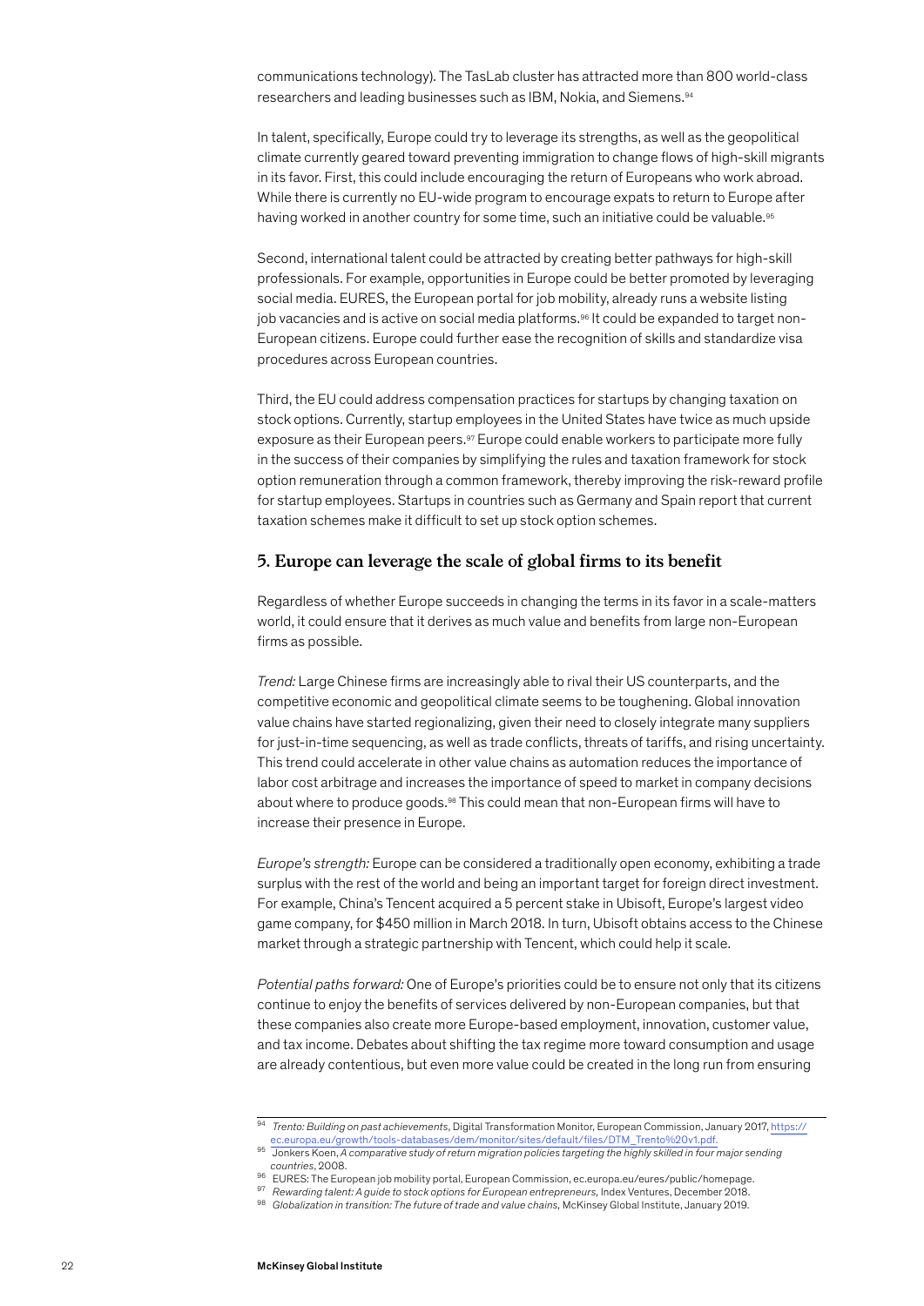communications technology). The TasLab cluster has attracted more than 800 world-class researchers and leading businesses such as IBM, Nokia, and Siemens.[94]

In talent, specifically, Europe could try to leverage its strengths, as well as the geopolitical climate currently geared toward preventing immigration to change flows of high-skill migrants in its favor. First, this could include encouraging the return of Europeans who work abroad. While there is currently no EU-wide program to encourage expats to return to Europe after having worked in another country for some time, such an initiative could be valuable.[95]

Second, international talent could be attracted by creating better pathways for high-skill professionals. For example, opportunities in Europe could be better promoted by leveraging social media. EURES, the European portal for job mobility, already runs a website listing job vacancies and is active on social media platforms.[96] It could be expanded to target non-European citizens. Europe could further ease the recognition of skills and standardize visa procedures across European countries.

Third, the EU could address compensation practices for startups by changing taxation on stock options. Currently, startup employees in the United States have twice as much upside exposure as their European peers.[97] Europe could enable workers to participate more fully in the success of their companies by simplifying the rules and taxation framework for stock option remuneration through a common framework, thereby improving the risk-reward profile for startup employees. Startups in countries such as Germany and Spain report that current taxation schemes make it difficult to set up stock option schemes.

## 5. Europe can leverage the scale of global firms to its benefit

Regardless of whether Europe succeeds in changing the terms in its favor in a scale-matters world, it could ensure that it derives as much value and benefits from large non-European firms as possible.

*Trend:* Large Chinese firms are increasingly able to rival their US counterparts, and the competitive economic and geopolitical climate seems to be toughening. Global innovation value chains have started regionalizing, given their need to closely integrate many suppliers for just-in-time sequencing, as well as trade conflicts, threats of tariffs, and rising uncertainty. This trend could accelerate in other value chains as automation reduces the importance of labor cost arbitrage and increases the importance of speed to market in company decisions about where to produce goods.[98] This could mean that non-European firms will have to increase their presence in Europe.

*Europe's strength:* Europe can be considered a traditionally open economy, exhibiting a trade surplus with the rest of the world and being an important target for foreign direct investment. For example, China's Tencent acquired a 5 percent stake in Ubisoft, Europe's largest video game company, for $450 million in March 2018. In turn, Ubisoft obtains access to the Chinese market through a strategic partnership with Tencent, which could help it scale.

*Potential paths forward:* One of Europe's priorities could be to ensure not only that its citizens continue to enjoy the benefits of services delivered by non-European companies, but that these companies also create more Europe-based employment, innovation, customer value, and tax income. Debates about shifting the tax regime more toward consumption and usage are already contentious, but even more value could be created in the long run from ensuring

---

[94] *Trento: Building on past achievements*, Digital Transformation Monitor, European Commission, January 2017, https://ec.europa.eu/growth/tools-databases/dem/monitor/sites/default/files/DTM_Trento%20v1.pdf.

[95] Jonkers Koen, *A comparative study of return migration policies targeting the highly skilled in four major sending countries*, 2008.

[96] EURES: The European job mobility portal, European Commission, ec.europa.eu/eures/public/homepage.

[97] *Rewarding talent: A guide to stock options for European entrepreneurs*, Index Ventures, December 2018.

[98] *Globalization in transition: The future of trade and value chains*, McKinsey Global Institute, January 2019.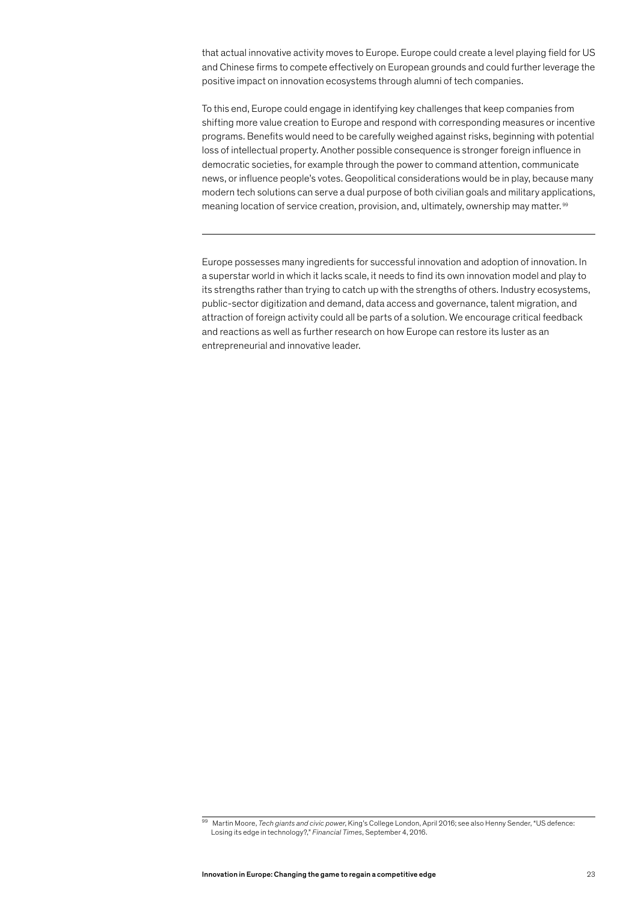that actual innovative activity moves to Europe. Europe could create a level playing field for US and Chinese firms to compete effectively on European grounds and could further leverage the positive impact on innovation ecosystems through alumni of tech companies.

To this end, Europe could engage in identifying key challenges that keep companies from shifting more value creation to Europe and respond with corresponding measures or incentive programs. Benefits would need to be carefully weighed against risks, beginning with potential loss of intellectual property. Another possible consequence is stronger foreign influence in democratic societies, for example through the power to command attention, communicate news, or influence people's votes. Geopolitical considerations would be in play, because many modern tech solutions can serve a dual purpose of both civilian goals and military applications, meaning location of service creation, provision, and, ultimately, ownership may matter.[99]

---

Europe possesses many ingredients for successful innovation and adoption of innovation. In a superstar world in which it lacks scale, it needs to find its own innovation model and play to its strengths rather than trying to catch up with the strengths of others. Industry ecosystems, public-sector digitization and demand, data access and governance, talent migration, and attraction of foreign activity could all be parts of a solution. We encourage critical feedback and reactions as well as further research on how Europe can restore its luster as an entrepreneurial and innovative leader.

---

[99] Martin Moore, *Tech giants and civic power*, King's College London, April 2016; see also Henny Sender, "US defence: Losing its edge in technology?," *Financial Times*, September 4, 2016.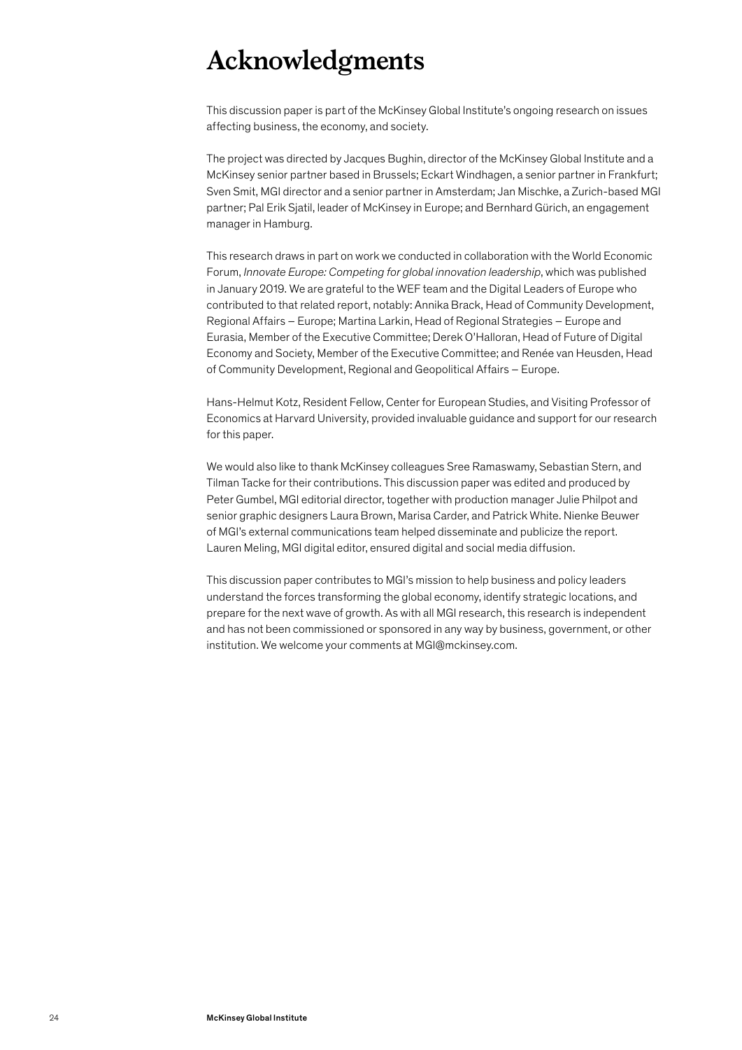# Acknowledgments

This discussion paper is part of the McKinsey Global Institute's ongoing research on issues affecting business, the economy, and society.

The project was directed by Jacques Bughin, director of the McKinsey Global Institute and a McKinsey senior partner based in Brussels; Eckart Windhagen, a senior partner in Frankfurt; Sven Smit, MGI director and a senior partner in Amsterdam; Jan Mischke, a Zurich-based MGI partner; Pal Erik Sjatil, leader of McKinsey in Europe; and Bernhard Gürich, an engagement manager in Hamburg.

This research draws in part on work we conducted in collaboration with the World Economic Forum, *Innovate Europe: Competing for global innovation leadership*, which was published in January 2019. We are grateful to the WEF team and the Digital Leaders of Europe who contributed to that related report, notably: Annika Brack, Head of Community Development, Regional Affairs – Europe; Martina Larkin, Head of Regional Strategies – Europe and Eurasia, Member of the Executive Committee; Derek O'Halloran, Head of Future of Digital Economy and Society, Member of the Executive Committee; and Renée van Heusden, Head of Community Development, Regional and Geopolitical Affairs – Europe.

Hans-Helmut Kotz, Resident Fellow, Center for European Studies, and Visiting Professor of Economics at Harvard University, provided invaluable guidance and support for our research for this paper.

We would also like to thank McKinsey colleagues Sree Ramaswamy, Sebastian Stern, and Tilman Tacke for their contributions. This discussion paper was edited and produced by Peter Gumbel, MGI editorial director, together with production manager Julie Philpot and senior graphic designers Laura Brown, Marisa Carder, and Patrick White. Nienke Beuwer of MGI's external communications team helped disseminate and publicize the report. Lauren Meling, MGI digital editor, ensured digital and social media diffusion.

This discussion paper contributes to MGI's mission to help business and policy leaders understand the forces transforming the global economy, identify strategic locations, and prepare for the next wave of growth. As with all MGI research, this research is independent and has not been commissioned or sponsored in any way by business, government, or other institution. We welcome your comments at MGI@mckinsey.com.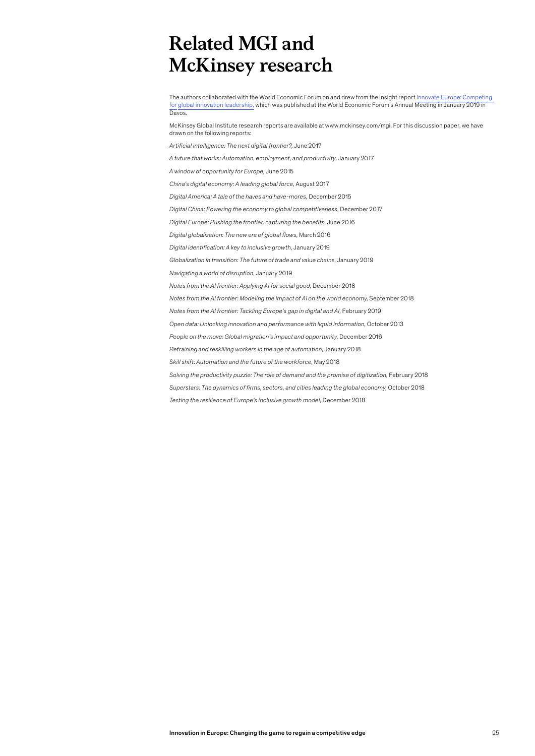# Related MGI and McKinsey research

The authors collaborated with the World Economic Forum on and drew from the insight report Innovate Europe: Competing for global innovation leadership, which was published at the World Economic Forum's Annual Meeting in January 2019 in Davos.

McKinsey Global Institute research reports are available at www.mckinsey.com/mgi. For this discussion paper, we have drawn on the following reports:

*Artificial intelligence: The next digital frontier?*, June 2017

*A future that works: Automation, employment, and productivity*, January 2017

*A window of opportunity for Europe*, June 2015

*China's digital economy: A leading global force*, August 2017

*Digital America: A tale of the haves and have-mores*, December 2015

*Digital China: Powering the economy to global competitiveness*, December 2017

*Digital Europe: Pushing the frontier, capturing the benefits*, June 2016

*Digital globalization: The new era of global flows*, March 2016

*Digital identification: A key to inclusive growth*, January 2019

*Globalization in transition: The future of trade and value chains*, January 2019

*Navigating a world of disruption*, January 2019

*Notes from the AI frontier: Applying AI for social good*, December 2018

*Notes from the AI frontier: Modeling the impact of AI on the world economy*, September 2018

*Notes from the AI frontier: Tackling Europe's gap in digital and AI*, February 2019

*Open data: Unlocking innovation and performance with liquid information*, October 2013

*People on the move: Global migration's impact and opportunity*, December 2016

*Retraining and reskilling workers in the age of automation*, January 2018

*Skill shift: Automation and the future of the workforce*, May 2018

*Solving the productivity puzzle: The role of demand and the promise of digitization*, February 2018

*Superstars: The dynamics of firms, sectors, and cities leading the global economy*, October 2018

*Testing the resilience of Europe's inclusive growth model*, December 2018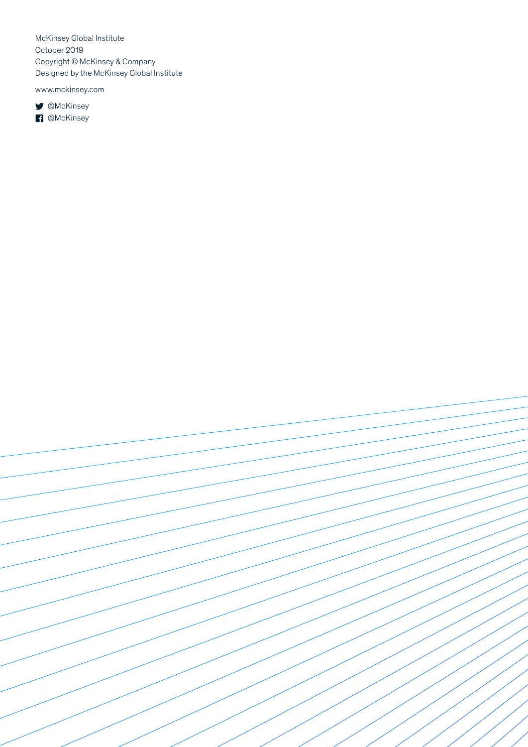McKinsey Global Institute
October 2019
Copyright © McKinsey & Company
Designed by the McKinsey Global Institute

www.mckinsey.com

@McKinsey
@McKinsey